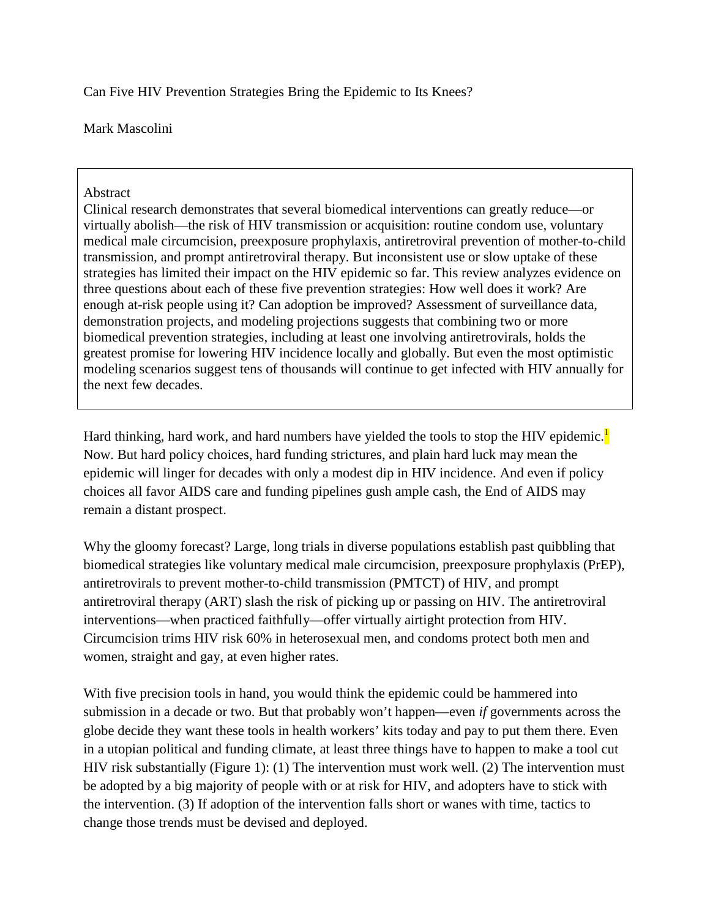# Can Five HIV Prevention Strategies Bring the Epidemic to Its Knees?

Mark Mascolini

## Abstract

Clinical research demonstrates that several biomedical interventions can greatly reduce—or virtually abolish—the risk of HIV transmission or acquisition: routine condom use, voluntary medical male circumcision, preexposure prophylaxis, antiretroviral prevention of mother-to-child transmission, and prompt antiretroviral therapy. But inconsistent use or slow uptake of these strategies has limited their impact on the HIV epidemic so far. This review analyzes evidence on three questions about each of these five prevention strategies: How well does it work? Are enough at-risk people using it? Can adoption be improved? Assessment of surveillance data, demonstration projects, and modeling projections suggests that combining two or more biomedical prevention strategies, including at least one involving antiretrovirals, holds the greatest promise for lowering HIV incidence locally and globally. But even the most optimistic modeling scenarios suggest tens of thousands will continue to get infected with HIV annually for the next few decades.

Hard thinking, hard work, and hard numbers have yielded the tools to stop the HIV epidemic.[1] Now. But hard policy choices, hard funding strictures, and plain hard luck may mean the epidemic will linger for decades with only a modest dip in HIV incidence. And even if policy choices all favor AIDS care and funding pipelines gush ample cash, the End of AIDS may remain a distant prospect.

Why the gloomy forecast? Large, long trials in diverse populations establish past quibbling that biomedical strategies like voluntary medical male circumcision, preexposure prophylaxis (PrEP), antiretrovirals to prevent mother-to-child transmission (PMTCT) of HIV, and prompt antiretroviral therapy (ART) slash the risk of picking up or passing on HIV. The antiretroviral interventions—when practiced faithfully—offer virtually airtight protection from HIV. Circumcision trims HIV risk 60% in heterosexual men, and condoms protect both men and women, straight and gay, at even higher rates.

With five precision tools in hand, you would think the epidemic could be hammered into submission in a decade or two. But that probably won't happen—even *if* governments across the globe decide they want these tools in health workers' kits today and pay to put them there. Even in a utopian political and funding climate, at least three things have to happen to make a tool cut HIV risk substantially (Figure 1): (1) The intervention must work well. (2) The intervention must be adopted by a big majority of people with or at risk for HIV, and adopters have to stick with the intervention. (3) If adoption of the intervention falls short or wanes with time, tactics to change those trends must be devised and deployed.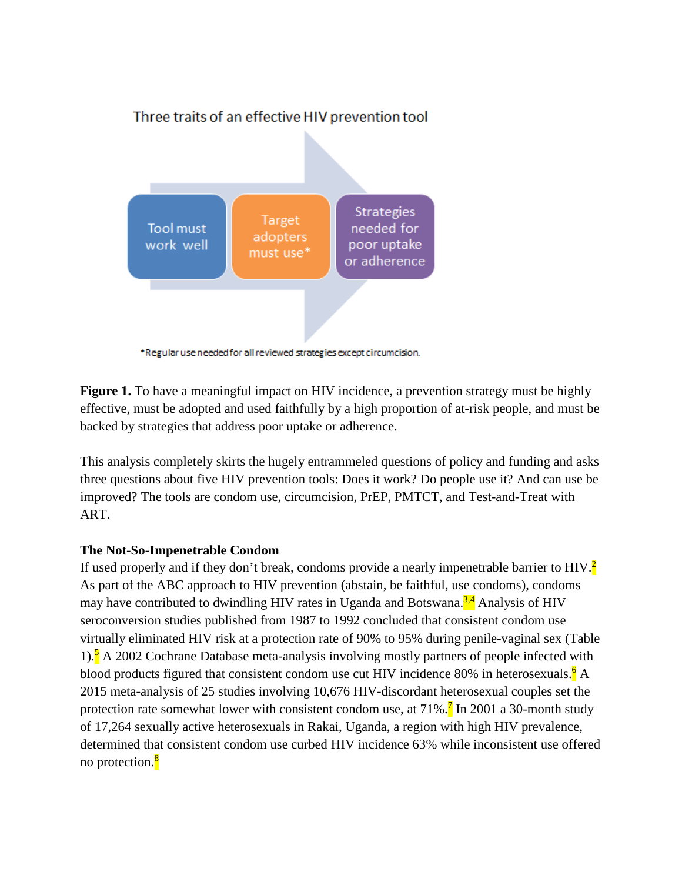Three traits of an effective HIV prevention tool

Tool must work well

Target adopters must use*

Strategies needed for poor uptake or adherence

*Regular use needed for all reviewed strategies except circumcision.

**Figure 1.** To have a meaningful impact on HIV incidence, a prevention strategy must be highly effective, must be adopted and used faithfully by a high proportion of at-risk people, and must be backed by strategies that address poor uptake or adherence.

This analysis completely skirts the hugely entrammeled questions of policy and funding and asks three questions about five HIV prevention tools: Does it work? Do people use it? And can use be improved? The tools are condom use, circumcision, PrEP, PMTCT, and Test-and-Treat with ART.

**The Not-So-Impenetrable Condom**

If used properly and if they don't break, condoms provide a nearly impenetrable barrier to HIV.[2] As part of the ABC approach to HIV prevention (abstain, be faithful, use condoms), condoms may have contributed to dwindling HIV rates in Uganda and Botswana.[3,4] Analysis of HIV seroconversion studies published from 1987 to 1992 concluded that consistent condom use virtually eliminated HIV risk at a protection rate of 90% to 95% during penile-vaginal sex (Table 1).[5] A 2002 Cochrane Database meta-analysis involving mostly partners of people infected with blood products figured that consistent condom use cut HIV incidence 80% in heterosexuals.[6] A 2015 meta-analysis of 25 studies involving 10,676 HIV-discordant heterosexual couples set the protection rate somewhat lower with consistent condom use, at 71%.[7] In 2001 a 30-month study of 17,264 sexually active heterosexuals in Rakai, Uganda, a region with high HIV prevalence, determined that consistent condom use curbed HIV incidence 63% while inconsistent use offered no protection.[8]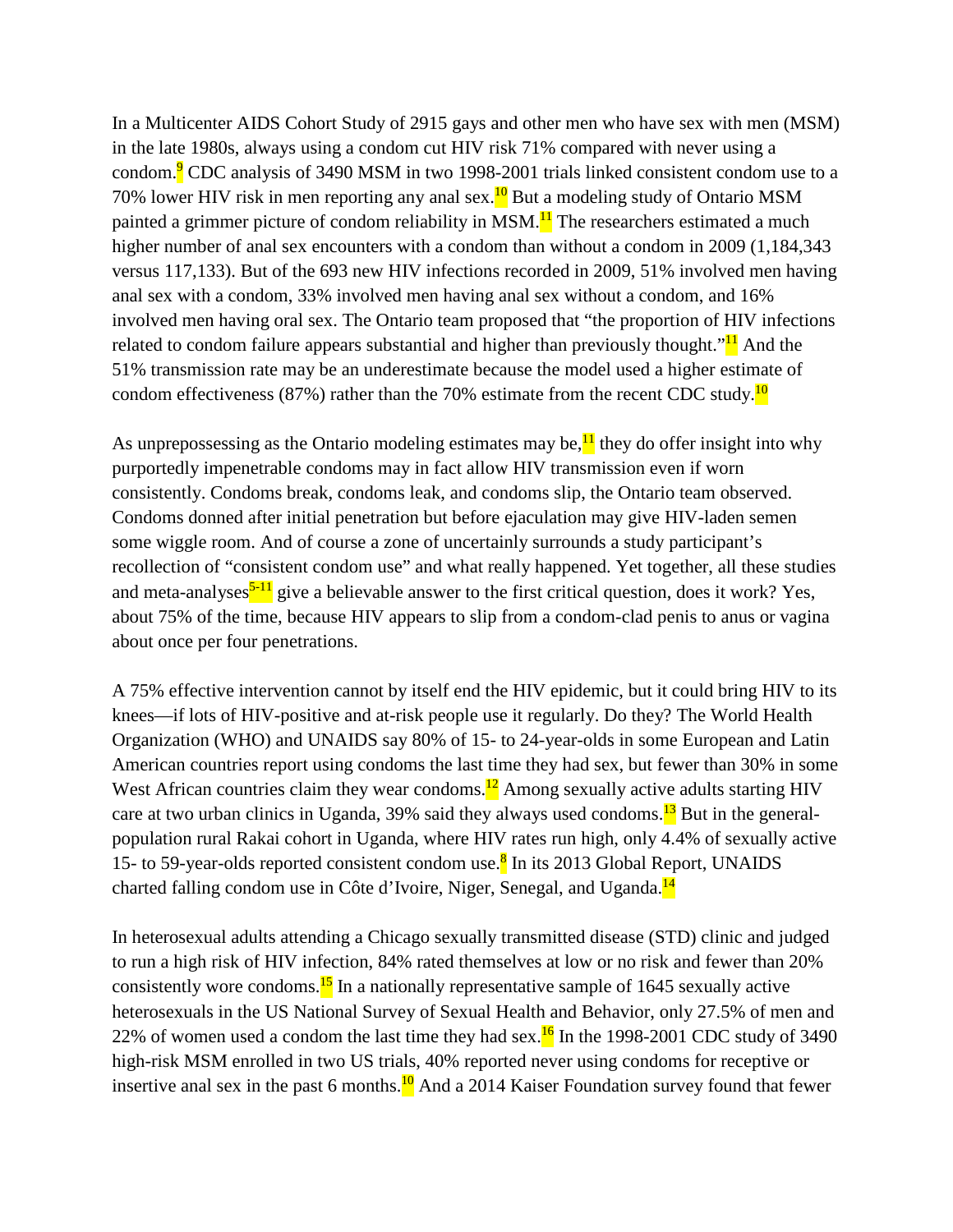In a Multicenter AIDS Cohort Study of 2915 gays and other men who have sex with men (MSM) in the late 1980s, always using a condom cut HIV risk 71% compared with never using a condom.[9] CDC analysis of 3490 MSM in two 1998-2001 trials linked consistent condom use to a 70% lower HIV risk in men reporting any anal sex.[10] But a modeling study of Ontario MSM painted a grimmer picture of condom reliability in MSM.[11] The researchers estimated a much higher number of anal sex encounters with a condom than without a condom in 2009 (1,184,343 versus 117,133). But of the 693 new HIV infections recorded in 2009, 51% involved men having anal sex with a condom, 33% involved men having anal sex without a condom, and 16% involved men having oral sex. The Ontario team proposed that "the proportion of HIV infections related to condom failure appears substantial and higher than previously thought."[11] And the 51% transmission rate may be an underestimate because the model used a higher estimate of condom effectiveness (87%) rather than the 70% estimate from the recent CDC study.[10]

As unprepossessing as the Ontario modeling estimates may be,[11] they do offer insight into why purportedly impenetrable condoms may in fact allow HIV transmission even if worn consistently. Condoms break, condoms leak, and condoms slip, the Ontario team observed. Condoms donned after initial penetration but before ejaculation may give HIV-laden semen some wiggle room. And of course a zone of uncertainly surrounds a study participant's recollection of "consistent condom use" and what really happened. Yet together, all these studies and meta-analyses[5-11] give a believable answer to the first critical question, does it work? Yes, about 75% of the time, because HIV appears to slip from a condom-clad penis to anus or vagina about once per four penetrations.

A 75% effective intervention cannot by itself end the HIV epidemic, but it could bring HIV to its knees—if lots of HIV-positive and at-risk people use it regularly. Do they? The World Health Organization (WHO) and UNAIDS say 80% of 15- to 24-year-olds in some European and Latin American countries report using condoms the last time they had sex, but fewer than 30% in some West African countries claim they wear condoms.[12] Among sexually active adults starting HIV care at two urban clinics in Uganda, 39% said they always used condoms.[13] But in the general-population rural Rakai cohort in Uganda, where HIV rates run high, only 4.4% of sexually active 15- to 59-year-olds reported consistent condom use.[8] In its 2013 Global Report, UNAIDS charted falling condom use in Côte d'Ivoire, Niger, Senegal, and Uganda.[14]

In heterosexual adults attending a Chicago sexually transmitted disease (STD) clinic and judged to run a high risk of HIV infection, 84% rated themselves at low or no risk and fewer than 20% consistently wore condoms.[15] In a nationally representative sample of 1645 sexually active heterosexuals in the US National Survey of Sexual Health and Behavior, only 27.5% of men and 22% of women used a condom the last time they had sex.[16] In the 1998-2001 CDC study of 3490 high-risk MSM enrolled in two US trials, 40% reported never using condoms for receptive or insertive anal sex in the past 6 months.[10] And a 2014 Kaiser Foundation survey found that fewer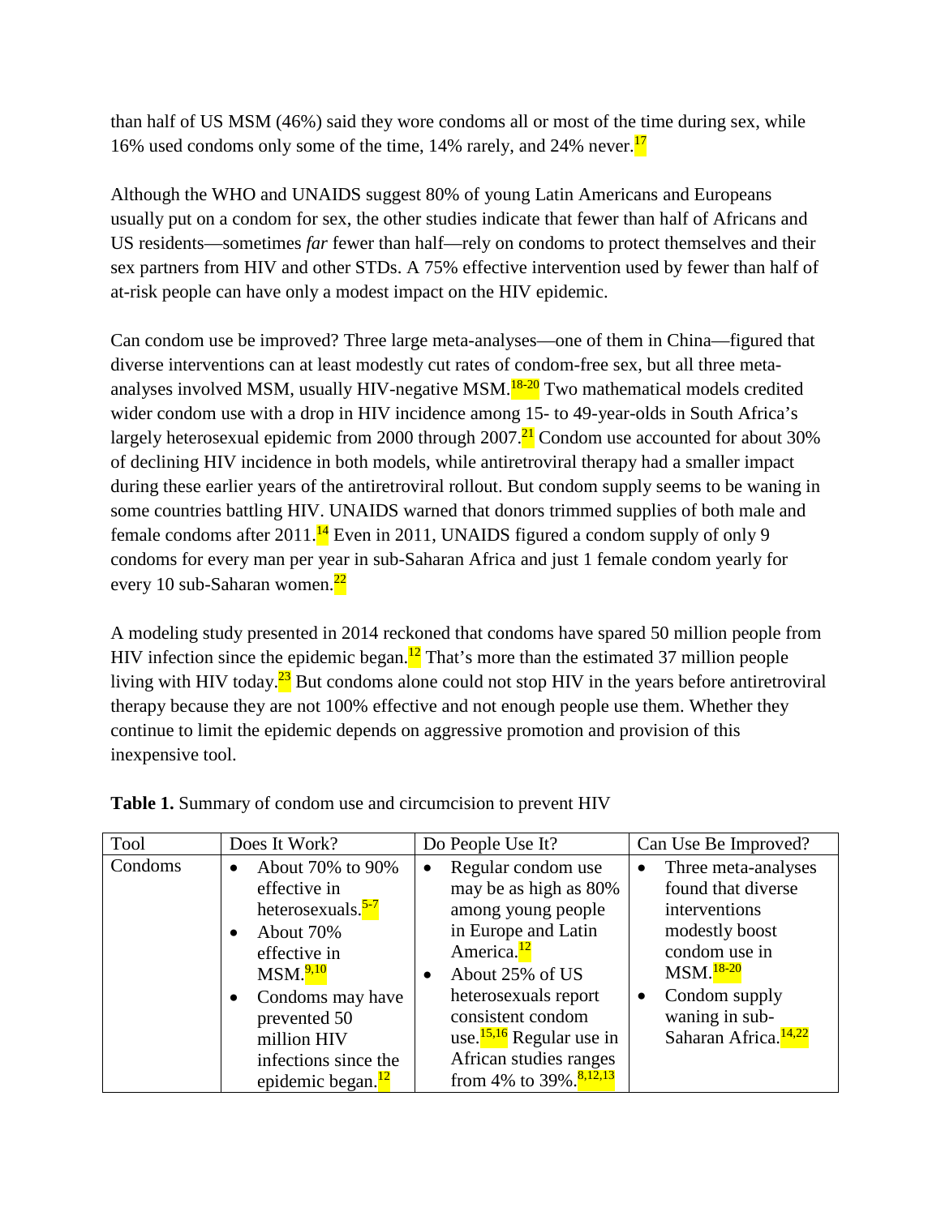than half of US MSM (46%) said they wore condoms all or most of the time during sex, while 16% used condoms only some of the time, 14% rarely, and 24% never.[17]

Although the WHO and UNAIDS suggest 80% of young Latin Americans and Europeans usually put on a condom for sex, the other studies indicate that fewer than half of Africans and US residents—sometimes *far* fewer than half—rely on condoms to protect themselves and their sex partners from HIV and other STDs. A 75% effective intervention used by fewer than half of at-risk people can have only a modest impact on the HIV epidemic.

Can condom use be improved? Three large meta-analyses—one of them in China—figured that diverse interventions can at least modestly cut rates of condom-free sex, but all three meta-analyses involved MSM, usually HIV-negative MSM.[18-20] Two mathematical models credited wider condom use with a drop in HIV incidence among 15- to 49-year-olds in South Africa's largely heterosexual epidemic from 2000 through 2007.[21] Condom use accounted for about 30% of declining HIV incidence in both models, while antiretroviral therapy had a smaller impact during these earlier years of the antiretroviral rollout. But condom supply seems to be waning in some countries battling HIV. UNAIDS warned that donors trimmed supplies of both male and female condoms after 2011.[14] Even in 2011, UNAIDS figured a condom supply of only 9 condoms for every man per year in sub-Saharan Africa and just 1 female condom yearly for every 10 sub-Saharan women.[22]

A modeling study presented in 2014 reckoned that condoms have spared 50 million people from HIV infection since the epidemic began.[12] That's more than the estimated 37 million people living with HIV today.[23] But condoms alone could not stop HIV in the years before antiretroviral therapy because they are not 100% effective and not enough people use them. Whether they continue to limit the epidemic depends on aggressive promotion and provision of this inexpensive tool.

**Table 1.** Summary of condom use and circumcision to prevent HIV

| Tool | Does It Work? | Do People Use It? | Can Use Be Improved? |
|---|---|---|---|
| Condoms | • About 70% to 90% effective in heterosexuals.[5-7]<br>• About 70% effective in MSM.[9,10]<br>• Condoms may have prevented 50 million HIV infections since the epidemic began.[12] | • Regular condom use may be as high as 80% among young people in Europe and Latin America.[12]<br>• About 25% of US heterosexuals report consistent condom use.[15,16] Regular use in African studies ranges from 4% to 39%.[8,12,13] | • Three meta-analyses found that diverse interventions modestly boost condom use in MSM.[18-20]<br>• Condom supply waning in sub-Saharan Africa.[14,22] |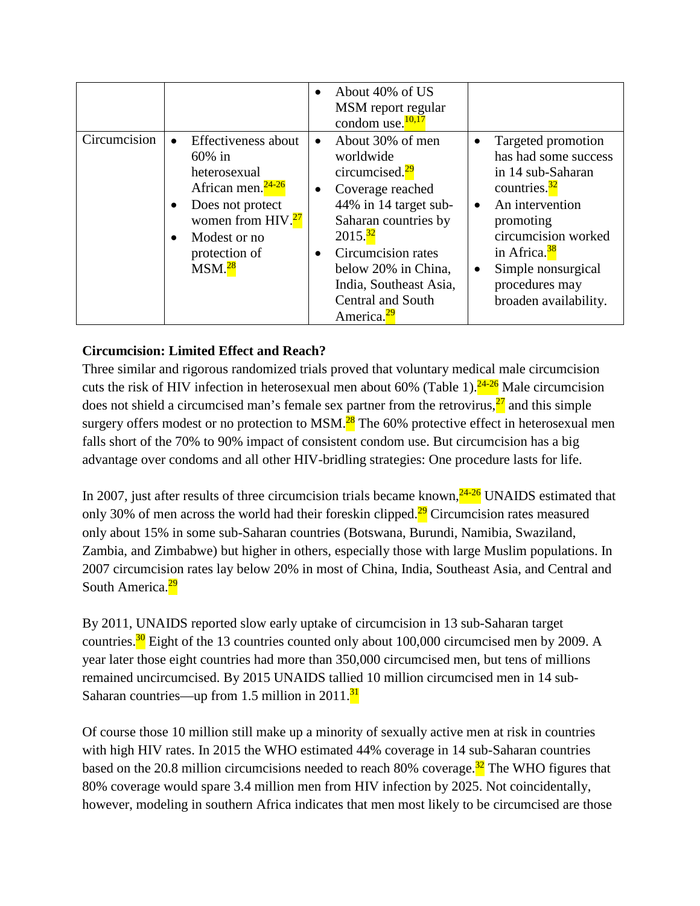| | | • About 40% of US MSM report regular condom use.[10,17] | |
|---|---|---|---|
| Circumcision | • Effectiveness about 60% in heterosexual African men.[24-26] • Does not protect women from HIV.[27] • Modest or no protection of MSM.[28] | • About 30% of men worldwide circumcised.[29] • Coverage reached 44% in 14 target sub-Saharan countries by 2015.[32] • Circumcision rates below 20% in China, India, Southeast Asia, Central and South America.[29] | • Targeted promotion has had some success in 14 sub-Saharan countries.[32] • An intervention promoting circumcision worked in Africa.[38] • Simple nonsurgical procedures may broaden availability. |

**Circumcision: Limited Effect and Reach?**

Three similar and rigorous randomized trials proved that voluntary medical male circumcision cuts the risk of HIV infection in heterosexual men about 60% (Table 1).[24-26] Male circumcision does not shield a circumcised man's female sex partner from the retrovirus,[27] and this simple surgery offers modest or no protection to MSM.[28] The 60% protective effect in heterosexual men falls short of the 70% to 90% impact of consistent condom use. But circumcision has a big advantage over condoms and all other HIV-bridling strategies: One procedure lasts for life.

In 2007, just after results of three circumcision trials became known,[24-26] UNAIDS estimated that only 30% of men across the world had their foreskin clipped.[29] Circumcision rates measured only about 15% in some sub-Saharan countries (Botswana, Burundi, Namibia, Swaziland, Zambia, and Zimbabwe) but higher in others, especially those with large Muslim populations. In 2007 circumcision rates lay below 20% in most of China, India, Southeast Asia, and Central and South America.[29]

By 2011, UNAIDS reported slow early uptake of circumcision in 13 sub-Saharan target countries.[30] Eight of the 13 countries counted only about 100,000 circumcised men by 2009. A year later those eight countries had more than 350,000 circumcised men, but tens of millions remained uncircumcised. By 2015 UNAIDS tallied 10 million circumcised men in 14 sub-Saharan countries—up from 1.5 million in 2011.[31]

Of course those 10 million still make up a minority of sexually active men at risk in countries with high HIV rates. In 2015 the WHO estimated 44% coverage in 14 sub-Saharan countries based on the 20.8 million circumcisions needed to reach 80% coverage.[32] The WHO figures that 80% coverage would spare 3.4 million men from HIV infection by 2025. Not coincidentally, however, modeling in southern Africa indicates that men most likely to be circumcised are those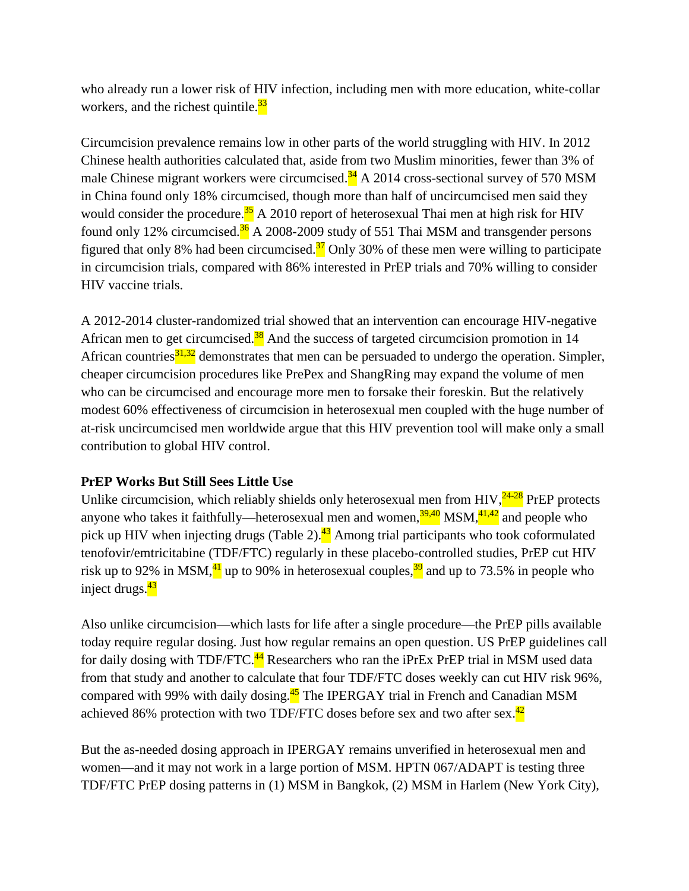who already run a lower risk of HIV infection, including men with more education, white-collar workers, and the richest quintile.[33]

Circumcision prevalence remains low in other parts of the world struggling with HIV. In 2012 Chinese health authorities calculated that, aside from two Muslim minorities, fewer than 3% of male Chinese migrant workers were circumcised.[34] A 2014 cross-sectional survey of 570 MSM in China found only 18% circumcised, though more than half of uncircumcised men said they would consider the procedure.[35] A 2010 report of heterosexual Thai men at high risk for HIV found only 12% circumcised.[36] A 2008-2009 study of 551 Thai MSM and transgender persons figured that only 8% had been circumcised.[37] Only 30% of these men were willing to participate in circumcision trials, compared with 86% interested in PrEP trials and 70% willing to consider HIV vaccine trials.

A 2012-2014 cluster-randomized trial showed that an intervention can encourage HIV-negative African men to get circumcised.[38] And the success of targeted circumcision promotion in 14 African countries[31,32] demonstrates that men can be persuaded to undergo the operation. Simpler, cheaper circumcision procedures like PrePex and ShangRing may expand the volume of men who can be circumcised and encourage more men to forsake their foreskin. But the relatively modest 60% effectiveness of circumcision in heterosexual men coupled with the huge number of at-risk uncircumcised men worldwide argue that this HIV prevention tool will make only a small contribution to global HIV control.

**PrEP Works But Still Sees Little Use**

Unlike circumcision, which reliably shields only heterosexual men from HIV,[24-28] PrEP protects anyone who takes it faithfully—heterosexual men and women,[39,40] MSM,[41,42] and people who pick up HIV when injecting drugs (Table 2).[43] Among trial participants who took coformulated tenofovir/emtricitabine (TDF/FTC) regularly in these placebo-controlled studies, PrEP cut HIV risk up to 92% in MSM,[41] up to 90% in heterosexual couples,[39] and up to 73.5% in people who inject drugs.[43]

Also unlike circumcision—which lasts for life after a single procedure—the PrEP pills available today require regular dosing. Just how regular remains an open question. US PrEP guidelines call for daily dosing with TDF/FTC.[44] Researchers who ran the iPrEx PrEP trial in MSM used data from that study and another to calculate that four TDF/FTC doses weekly can cut HIV risk 96%, compared with 99% with daily dosing.[45] The IPERGAY trial in French and Canadian MSM achieved 86% protection with two TDF/FTC doses before sex and two after sex.[42]

But the as-needed dosing approach in IPERGAY remains unverified in heterosexual men and women—and it may not work in a large portion of MSM. HPTN 067/ADAPT is testing three TDF/FTC PrEP dosing patterns in (1) MSM in Bangkok, (2) MSM in Harlem (New York City),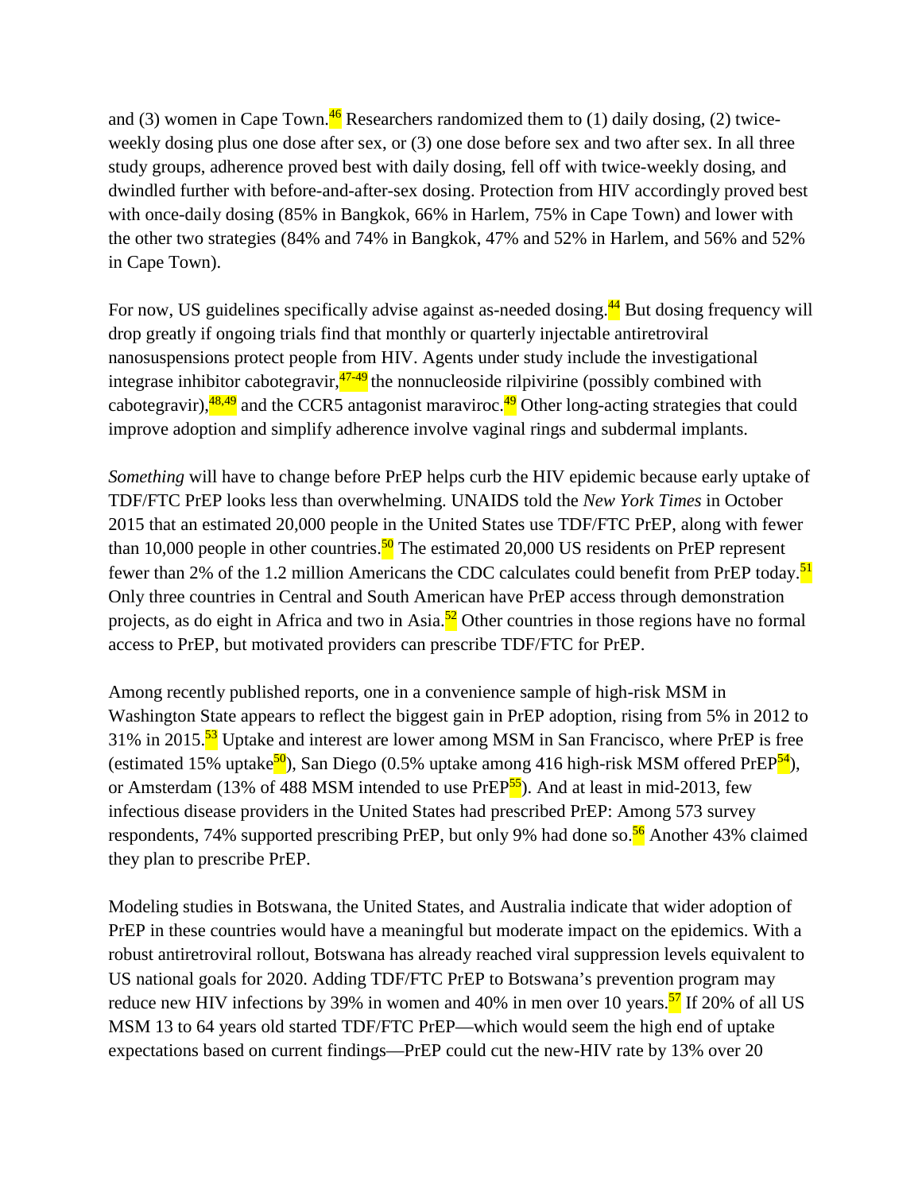and (3) women in Cape Town.[46] Researchers randomized them to (1) daily dosing, (2) twice-weekly dosing plus one dose after sex, or (3) one dose before sex and two after sex. In all three study groups, adherence proved best with daily dosing, fell off with twice-weekly dosing, and dwindled further with before-and-after-sex dosing. Protection from HIV accordingly proved best with once-daily dosing (85% in Bangkok, 66% in Harlem, 75% in Cape Town) and lower with the other two strategies (84% and 74% in Bangkok, 47% and 52% in Harlem, and 56% and 52% in Cape Town).

For now, US guidelines specifically advise against as-needed dosing.[44] But dosing frequency will drop greatly if ongoing trials find that monthly or quarterly injectable antiretroviral nanosuspensions protect people from HIV. Agents under study include the investigational integrase inhibitor cabotegravir,[47-49] the nonnucleoside rilpivirine (possibly combined with cabotegravir),[48,49] and the CCR5 antagonist maraviroc.[49] Other long-acting strategies that could improve adoption and simplify adherence involve vaginal rings and subdermal implants.

*Something* will have to change before PrEP helps curb the HIV epidemic because early uptake of TDF/FTC PrEP looks less than overwhelming. UNAIDS told the *New York Times* in October 2015 that an estimated 20,000 people in the United States use TDF/FTC PrEP, along with fewer than 10,000 people in other countries.[50] The estimated 20,000 US residents on PrEP represent fewer than 2% of the 1.2 million Americans the CDC calculates could benefit from PrEP today.[51] Only three countries in Central and South American have PrEP access through demonstration projects, as do eight in Africa and two in Asia.[52] Other countries in those regions have no formal access to PrEP, but motivated providers can prescribe TDF/FTC for PrEP.

Among recently published reports, one in a convenience sample of high-risk MSM in Washington State appears to reflect the biggest gain in PrEP adoption, rising from 5% in 2012 to 31% in 2015.[53] Uptake and interest are lower among MSM in San Francisco, where PrEP is free (estimated 15% uptake[50]), San Diego (0.5% uptake among 416 high-risk MSM offered PrEP[54]), or Amsterdam (13% of 488 MSM intended to use PrEP[55]). And at least in mid-2013, few infectious disease providers in the United States had prescribed PrEP: Among 573 survey respondents, 74% supported prescribing PrEP, but only 9% had done so.[56] Another 43% claimed they plan to prescribe PrEP.

Modeling studies in Botswana, the United States, and Australia indicate that wider adoption of PrEP in these countries would have a meaningful but moderate impact on the epidemics. With a robust antiretroviral rollout, Botswana has already reached viral suppression levels equivalent to US national goals for 2020. Adding TDF/FTC PrEP to Botswana's prevention program may reduce new HIV infections by 39% in women and 40% in men over 10 years.[57] If 20% of all US MSM 13 to 64 years old started TDF/FTC PrEP—which would seem the high end of uptake expectations based on current findings—PrEP could cut the new-HIV rate by 13% over 20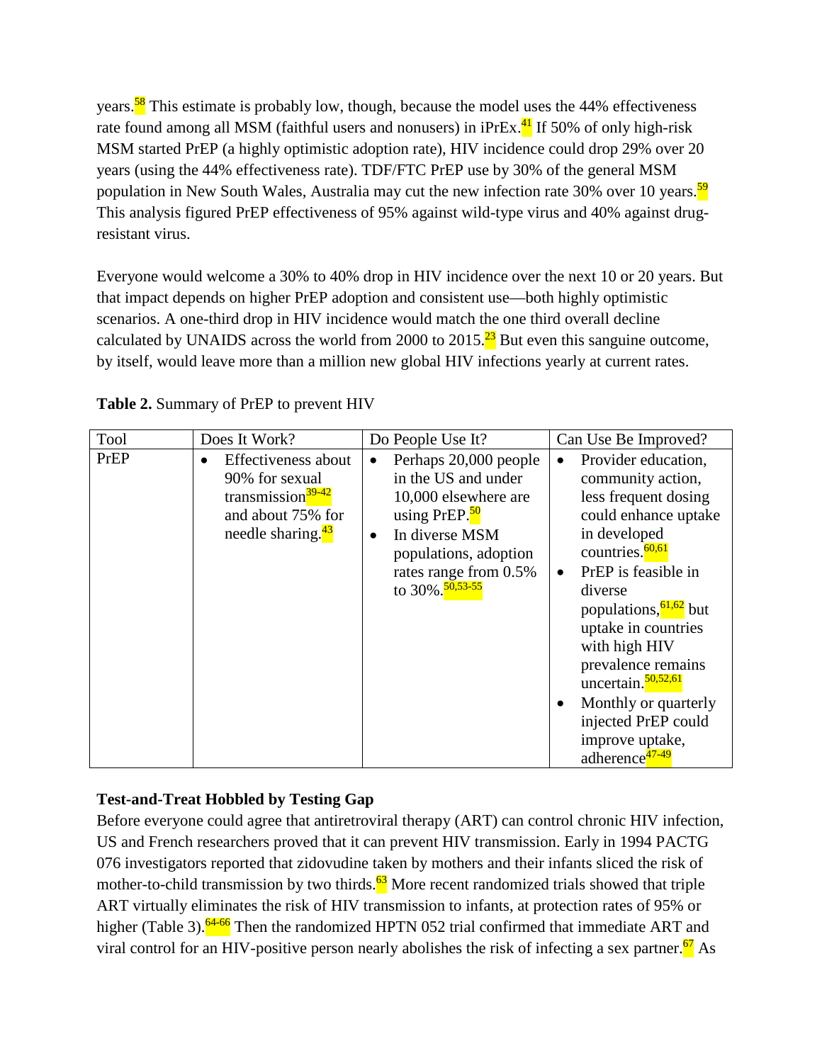years.[58] This estimate is probably low, though, because the model uses the 44% effectiveness rate found among all MSM (faithful users and nonusers) in iPrEx.[41] If 50% of only high-risk MSM started PrEP (a highly optimistic adoption rate), HIV incidence could drop 29% over 20 years (using the 44% effectiveness rate). TDF/FTC PrEP use by 30% of the general MSM population in New South Wales, Australia may cut the new infection rate 30% over 10 years.[59] This analysis figured PrEP effectiveness of 95% against wild-type virus and 40% against drug-resistant virus.

Everyone would welcome a 30% to 40% drop in HIV incidence over the next 10 or 20 years. But that impact depends on higher PrEP adoption and consistent use—both highly optimistic scenarios. A one-third drop in HIV incidence would match the one third overall decline calculated by UNAIDS across the world from 2000 to 2015.[23] But even this sanguine outcome, by itself, would leave more than a million new global HIV infections yearly at current rates.

**Table 2.** Summary of PrEP to prevent HIV

| Tool | Does It Work? | Do People Use It? | Can Use Be Improved? |
|---|---|---|---|
| PrEP | • Effectiveness about 90% for sexual transmission[39-42] and about 75% for needle sharing.[43] | • Perhaps 20,000 people in the US and under 10,000 elsewhere are using PrEP.[50] <br> • In diverse MSM populations, adoption rates range from 0.5% to 30%.[50,53-55] | • Provider education, community action, less frequent dosing could enhance uptake in developed countries.[60,61] <br> • PrEP is feasible in diverse populations,[61,62] but uptake in countries with high HIV prevalence remains uncertain.[50,52,61] <br> • Monthly or quarterly injected PrEP could improve uptake, adherence[47-49] |

### Test-and-Treat Hobbled by Testing Gap

Before everyone could agree that antiretroviral therapy (ART) can control chronic HIV infection, US and French researchers proved that it can prevent HIV transmission. Early in 1994 PACTG 076 investigators reported that zidovudine taken by mothers and their infants sliced the risk of mother-to-child transmission by two thirds.[63] More recent randomized trials showed that triple ART virtually eliminates the risk of HIV transmission to infants, at protection rates of 95% or higher (Table 3).[64-66] Then the randomized HPTN 052 trial confirmed that immediate ART and viral control for an HIV-positive person nearly abolishes the risk of infecting a sex partner.[67] As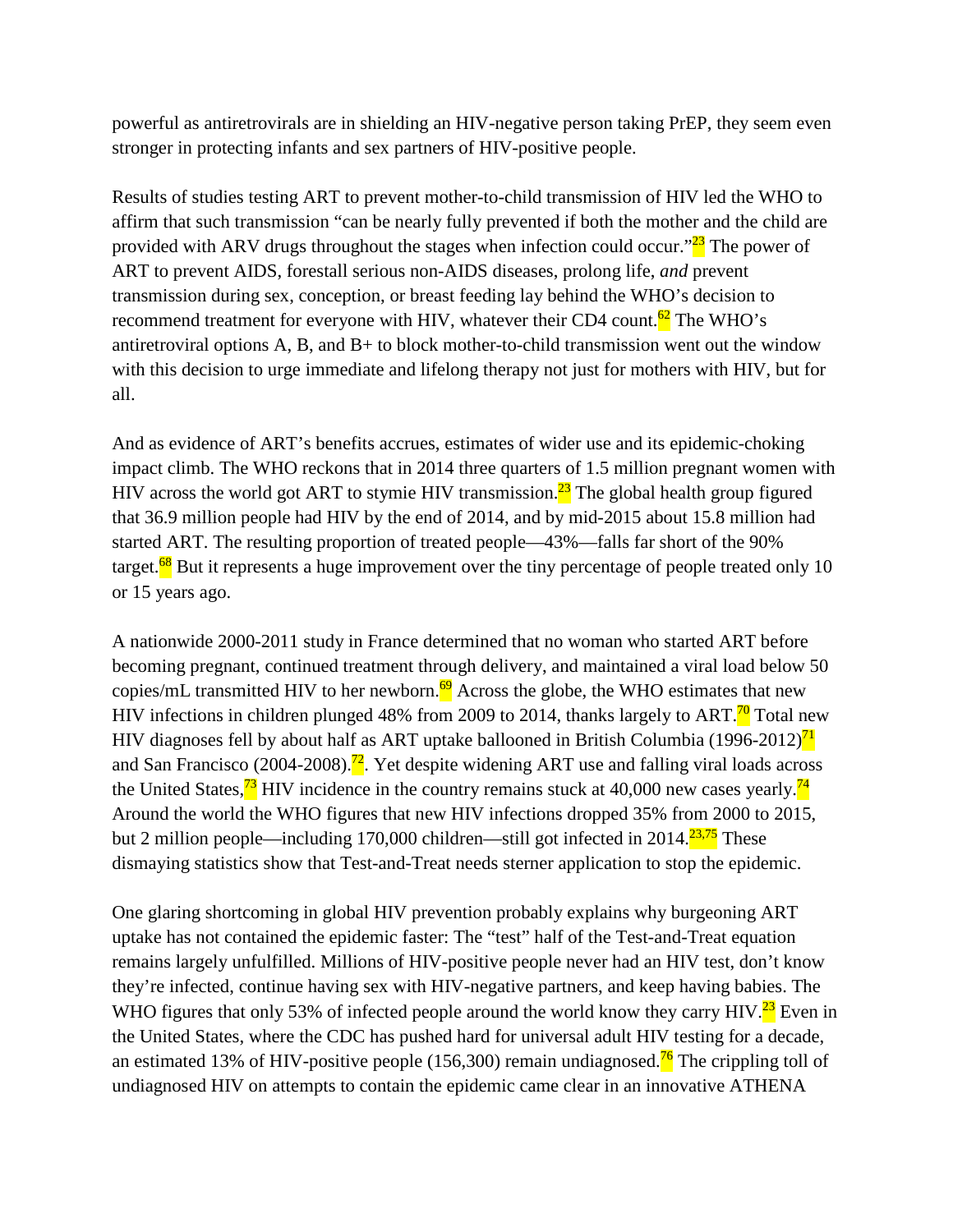powerful as antiretrovirals are in shielding an HIV-negative person taking PrEP, they seem even stronger in protecting infants and sex partners of HIV-positive people.

Results of studies testing ART to prevent mother-to-child transmission of HIV led the WHO to affirm that such transmission "can be nearly fully prevented if both the mother and the child are provided with ARV drugs throughout the stages when infection could occur."[23] The power of ART to prevent AIDS, forestall serious non-AIDS diseases, prolong life, *and* prevent transmission during sex, conception, or breast feeding lay behind the WHO's decision to recommend treatment for everyone with HIV, whatever their CD4 count.[62] The WHO's antiretroviral options A, B, and B+ to block mother-to-child transmission went out the window with this decision to urge immediate and lifelong therapy not just for mothers with HIV, but for all.

And as evidence of ART's benefits accrues, estimates of wider use and its epidemic-choking impact climb. The WHO reckons that in 2014 three quarters of 1.5 million pregnant women with HIV across the world got ART to stymie HIV transmission.[23] The global health group figured that 36.9 million people had HIV by the end of 2014, and by mid-2015 about 15.8 million had started ART. The resulting proportion of treated people—43%—falls far short of the 90% target.[68] But it represents a huge improvement over the tiny percentage of people treated only 10 or 15 years ago.

A nationwide 2000-2011 study in France determined that no woman who started ART before becoming pregnant, continued treatment through delivery, and maintained a viral load below 50 copies/mL transmitted HIV to her newborn.[69] Across the globe, the WHO estimates that new HIV infections in children plunged 48% from 2009 to 2014, thanks largely to ART.[70] Total new HIV diagnoses fell by about half as ART uptake ballooned in British Columbia (1996-2012)[71] and San Francisco (2004-2008).[72]. Yet despite widening ART use and falling viral loads across the United States,[73] HIV incidence in the country remains stuck at 40,000 new cases yearly.[74] Around the world the WHO figures that new HIV infections dropped 35% from 2000 to 2015, but 2 million people—including 170,000 children—still got infected in 2014.[23,75] These dismaying statistics show that Test-and-Treat needs sterner application to stop the epidemic.

One glaring shortcoming in global HIV prevention probably explains why burgeoning ART uptake has not contained the epidemic faster: The "test" half of the Test-and-Treat equation remains largely unfulfilled. Millions of HIV-positive people never had an HIV test, don't know they're infected, continue having sex with HIV-negative partners, and keep having babies. The WHO figures that only 53% of infected people around the world know they carry HIV.[23] Even in the United States, where the CDC has pushed hard for universal adult HIV testing for a decade, an estimated 13% of HIV-positive people (156,300) remain undiagnosed.[76] The crippling toll of undiagnosed HIV on attempts to contain the epidemic came clear in an innovative ATHENA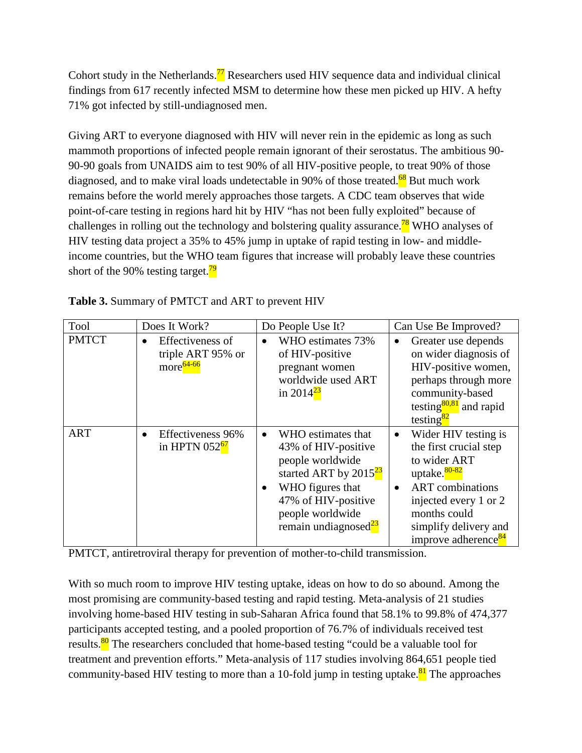Cohort study in the Netherlands.[77] Researchers used HIV sequence data and individual clinical findings from 617 recently infected MSM to determine how these men picked up HIV. A hefty 71% got infected by still-undiagnosed men.

Giving ART to everyone diagnosed with HIV will never rein in the epidemic as long as such mammoth proportions of infected people remain ignorant of their serostatus. The ambitious 90-90-90 goals from UNAIDS aim to test 90% of all HIV-positive people, to treat 90% of those diagnosed, and to make viral loads undetectable in 90% of those treated.[68] But much work remains before the world merely approaches those targets. A CDC team observes that wide point-of-care testing in regions hard hit by HIV "has not been fully exploited" because of challenges in rolling out the technology and bolstering quality assurance.[78] WHO analyses of HIV testing data project a 35% to 45% jump in uptake of rapid testing in low- and middle-income countries, but the WHO team figures that increase will probably leave these countries short of the 90% testing target.[79]

**Table 3.** Summary of PMTCT and ART to prevent HIV

| Tool | Does It Work? | Do People Use It? | Can Use Be Improved? |
|---|---|---|---|
| PMTCT | • Effectiveness of triple ART 95% or more[64-66] | • WHO estimates 73% of HIV-positive pregnant women worldwide used ART in 2014[23] | • Greater use depends on wider diagnosis of HIV-positive women, perhaps through more community-based testing[80,81] and rapid testing[82] |
| ART | • Effectiveness 96% in HPTN 052[67] | • WHO estimates that 43% of HIV-positive people worldwide started ART by 2015[23] <br> • WHO figures that 47% of HIV-positive people worldwide remain undiagnosed[23] | • Wider HIV testing is the first crucial step to wider ART uptake.[80-82] <br> • ART combinations injected every 1 or 2 months could simplify delivery and improve adherence[84] |

PMTCT, antiretroviral therapy for prevention of mother-to-child transmission.

With so much room to improve HIV testing uptake, ideas on how to do so abound. Among the most promising are community-based testing and rapid testing. Meta-analysis of 21 studies involving home-based HIV testing in sub-Saharan Africa found that 58.1% to 99.8% of 474,377 participants accepted testing, and a pooled proportion of 76.7% of individuals received test results.[80] The researchers concluded that home-based testing "could be a valuable tool for treatment and prevention efforts." Meta-analysis of 117 studies involving 864,651 people tied community-based HIV testing to more than a 10-fold jump in testing uptake.[81] The approaches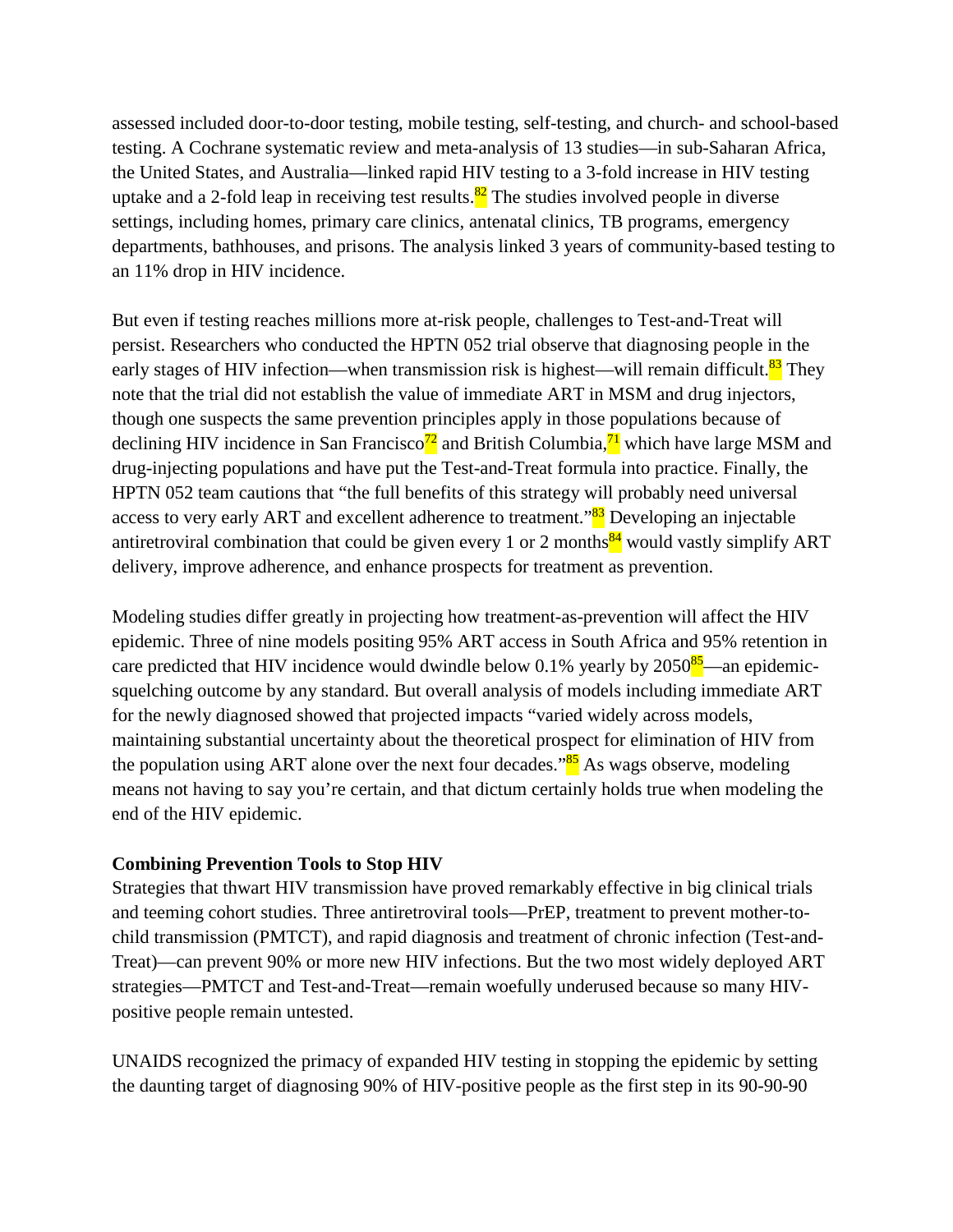assessed included door-to-door testing, mobile testing, self-testing, and church- and school-based testing. A Cochrane systematic review and meta-analysis of 13 studies—in sub-Saharan Africa, the United States, and Australia—linked rapid HIV testing to a 3-fold increase in HIV testing uptake and a 2-fold leap in receiving test results.[82] The studies involved people in diverse settings, including homes, primary care clinics, antenatal clinics, TB programs, emergency departments, bathhouses, and prisons. The analysis linked 3 years of community-based testing to an 11% drop in HIV incidence.

But even if testing reaches millions more at-risk people, challenges to Test-and-Treat will persist. Researchers who conducted the HPTN 052 trial observe that diagnosing people in the early stages of HIV infection—when transmission risk is highest—will remain difficult.[83] They note that the trial did not establish the value of immediate ART in MSM and drug injectors, though one suspects the same prevention principles apply in those populations because of declining HIV incidence in San Francisco[72] and British Columbia,[71] which have large MSM and drug-injecting populations and have put the Test-and-Treat formula into practice. Finally, the HPTN 052 team cautions that "the full benefits of this strategy will probably need universal access to very early ART and excellent adherence to treatment."[83] Developing an injectable antiretroviral combination that could be given every 1 or 2 months[84] would vastly simplify ART delivery, improve adherence, and enhance prospects for treatment as prevention.

Modeling studies differ greatly in projecting how treatment-as-prevention will affect the HIV epidemic. Three of nine models positing 95% ART access in South Africa and 95% retention in care predicted that HIV incidence would dwindle below 0.1% yearly by 2050[85]—an epidemic-squelching outcome by any standard. But overall analysis of models including immediate ART for the newly diagnosed showed that projected impacts "varied widely across models, maintaining substantial uncertainty about the theoretical prospect for elimination of HIV from the population using ART alone over the next four decades."[85] As wags observe, modeling means not having to say you're certain, and that dictum certainly holds true when modeling the end of the HIV epidemic.

**Combining Prevention Tools to Stop HIV**

Strategies that thwart HIV transmission have proved remarkably effective in big clinical trials and teeming cohort studies. Three antiretroviral tools—PrEP, treatment to prevent mother-to-child transmission (PMTCT), and rapid diagnosis and treatment of chronic infection (Test-and-Treat)—can prevent 90% or more new HIV infections. But the two most widely deployed ART strategies—PMTCT and Test-and-Treat—remain woefully underused because so many HIV-positive people remain untested.

UNAIDS recognized the primacy of expanded HIV testing in stopping the epidemic by setting the daunting target of diagnosing 90% of HIV-positive people as the first step in its 90-90-90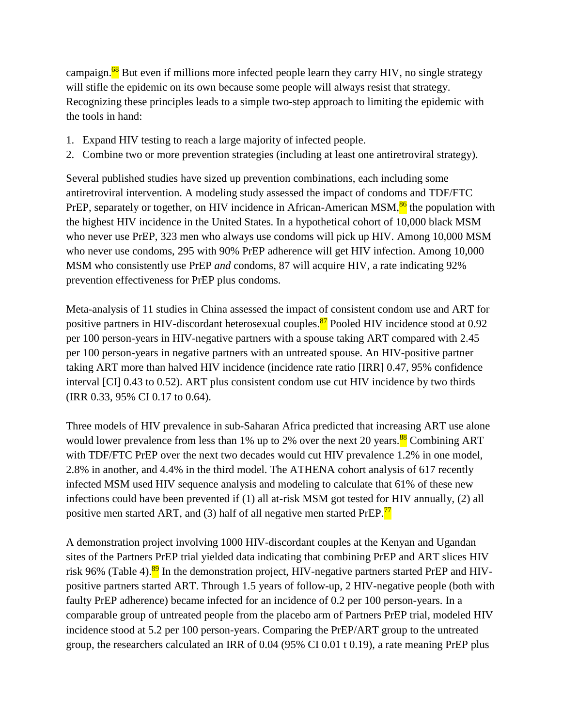campaign.[68] But even if millions more infected people learn they carry HIV, no single strategy will stifle the epidemic on its own because some people will always resist that strategy. Recognizing these principles leads to a simple two-step approach to limiting the epidemic with the tools in hand:

1. Expand HIV testing to reach a large majority of infected people.
2. Combine two or more prevention strategies (including at least one antiretroviral strategy).

Several published studies have sized up prevention combinations, each including some antiretroviral intervention. A modeling study assessed the impact of condoms and TDF/FTC PrEP, separately or together, on HIV incidence in African-American MSM,[86] the population with the highest HIV incidence in the United States. In a hypothetical cohort of 10,000 black MSM who never use PrEP, 323 men who always use condoms will pick up HIV. Among 10,000 MSM who never use condoms, 295 with 90% PrEP adherence will get HIV infection. Among 10,000 MSM who consistently use PrEP *and* condoms, 87 will acquire HIV, a rate indicating 92% prevention effectiveness for PrEP plus condoms.

Meta-analysis of 11 studies in China assessed the impact of consistent condom use and ART for positive partners in HIV-discordant heterosexual couples.[87] Pooled HIV incidence stood at 0.92 per 100 person-years in HIV-negative partners with a spouse taking ART compared with 2.45 per 100 person-years in negative partners with an untreated spouse. An HIV-positive partner taking ART more than halved HIV incidence (incidence rate ratio [IRR] 0.47, 95% confidence interval [CI] 0.43 to 0.52). ART plus consistent condom use cut HIV incidence by two thirds (IRR 0.33, 95% CI 0.17 to 0.64).

Three models of HIV prevalence in sub-Saharan Africa predicted that increasing ART use alone would lower prevalence from less than 1% up to 2% over the next 20 years.[88] Combining ART with TDF/FTC PrEP over the next two decades would cut HIV prevalence 1.2% in one model, 2.8% in another, and 4.4% in the third model. The ATHENA cohort analysis of 617 recently infected MSM used HIV sequence analysis and modeling to calculate that 61% of these new infections could have been prevented if (1) all at-risk MSM got tested for HIV annually, (2) all positive men started ART, and (3) half of all negative men started PrEP.[77]

A demonstration project involving 1000 HIV-discordant couples at the Kenyan and Ugandan sites of the Partners PrEP trial yielded data indicating that combining PrEP and ART slices HIV risk 96% (Table 4).[89] In the demonstration project, HIV-negative partners started PrEP and HIV-positive partners started ART. Through 1.5 years of follow-up, 2 HIV-negative people (both with faulty PrEP adherence) became infected for an incidence of 0.2 per 100 person-years. In a comparable group of untreated people from the placebo arm of Partners PrEP trial, modeled HIV incidence stood at 5.2 per 100 person-years. Comparing the PrEP/ART group to the untreated group, the researchers calculated an IRR of 0.04 (95% CI 0.01 t 0.19), a rate meaning PrEP plus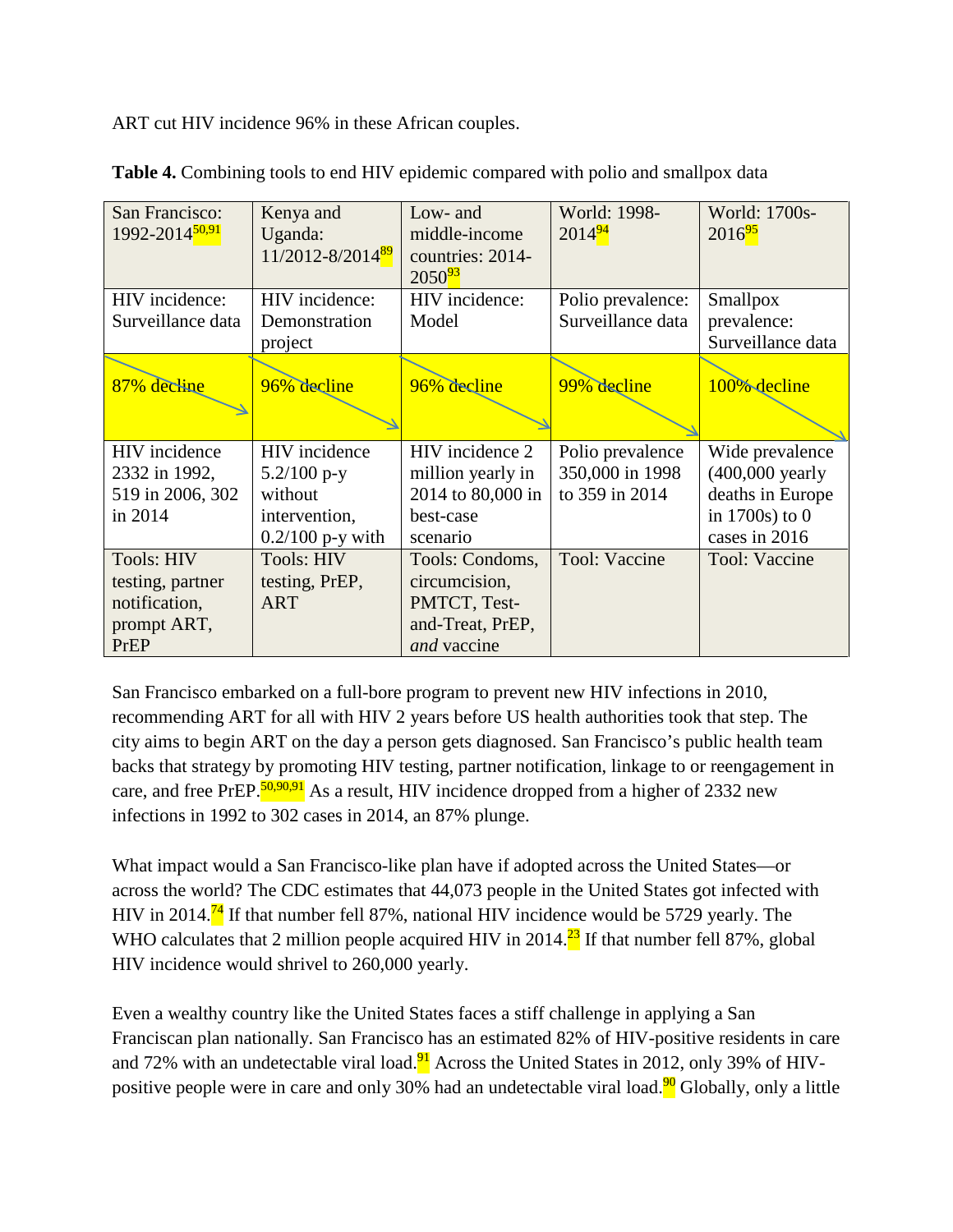ART cut HIV incidence 96% in these African couples.

**Table 4.** Combining tools to end HIV epidemic compared with polio and smallpox data

| San Francisco: 1992-2014[50,91] | Kenya and Uganda: 11/2012-8/2014[89] | Low- and middle-income countries: 2014-2050[93] | World: 1998-2014[94] | World: 1700s-2016[95] |
|---|---|---|---|---|
| HIV incidence: Surveillance data | HIV incidence: Demonstration project | HIV incidence: Model | Polio prevalence: Surveillance data | Smallpox prevalence: Surveillance data |
| 87% decline | 96% decline | 96% decline | 99% decline | 100% decline |
| HIV incidence 2332 in 1992, 519 in 2006, 302 in 2014 | HIV incidence 5.2/100 p-y without intervention, 0.2/100 p-y with | HIV incidence 2 million yearly in 2014 to 80,000 in best-case scenario | Polio prevalence 350,000 in 1998 to 359 in 2014 | Wide prevalence (400,000 yearly deaths in Europe in 1700s) to 0 cases in 2016 |
| Tools: HIV testing, partner notification, prompt ART, PrEP | Tools: HIV testing, PrEP, ART | Tools: Condoms, circumcision, PMTCT, Test-and-Treat, PrEP, *and* vaccine | Tool: Vaccine | Tool: Vaccine |

San Francisco embarked on a full-bore program to prevent new HIV infections in 2010, recommending ART for all with HIV 2 years before US health authorities took that step. The city aims to begin ART on the day a person gets diagnosed. San Francisco's public health team backs that strategy by promoting HIV testing, partner notification, linkage to or reengagement in care, and free PrEP.[50,90,91] As a result, HIV incidence dropped from a higher of 2332 new infections in 1992 to 302 cases in 2014, an 87% plunge.

What impact would a San Francisco-like plan have if adopted across the United States—or across the world? The CDC estimates that 44,073 people in the United States got infected with HIV in 2014.[74] If that number fell 87%, national HIV incidence would be 5729 yearly. The WHO calculates that 2 million people acquired HIV in 2014.[23] If that number fell 87%, global HIV incidence would shrivel to 260,000 yearly.

Even a wealthy country like the United States faces a stiff challenge in applying a San Franciscan plan nationally. San Francisco has an estimated 82% of HIV-positive residents in care and 72% with an undetectable viral load.[91] Across the United States in 2012, only 39% of HIV-positive people were in care and only 30% had an undetectable viral load.[90] Globally, only a little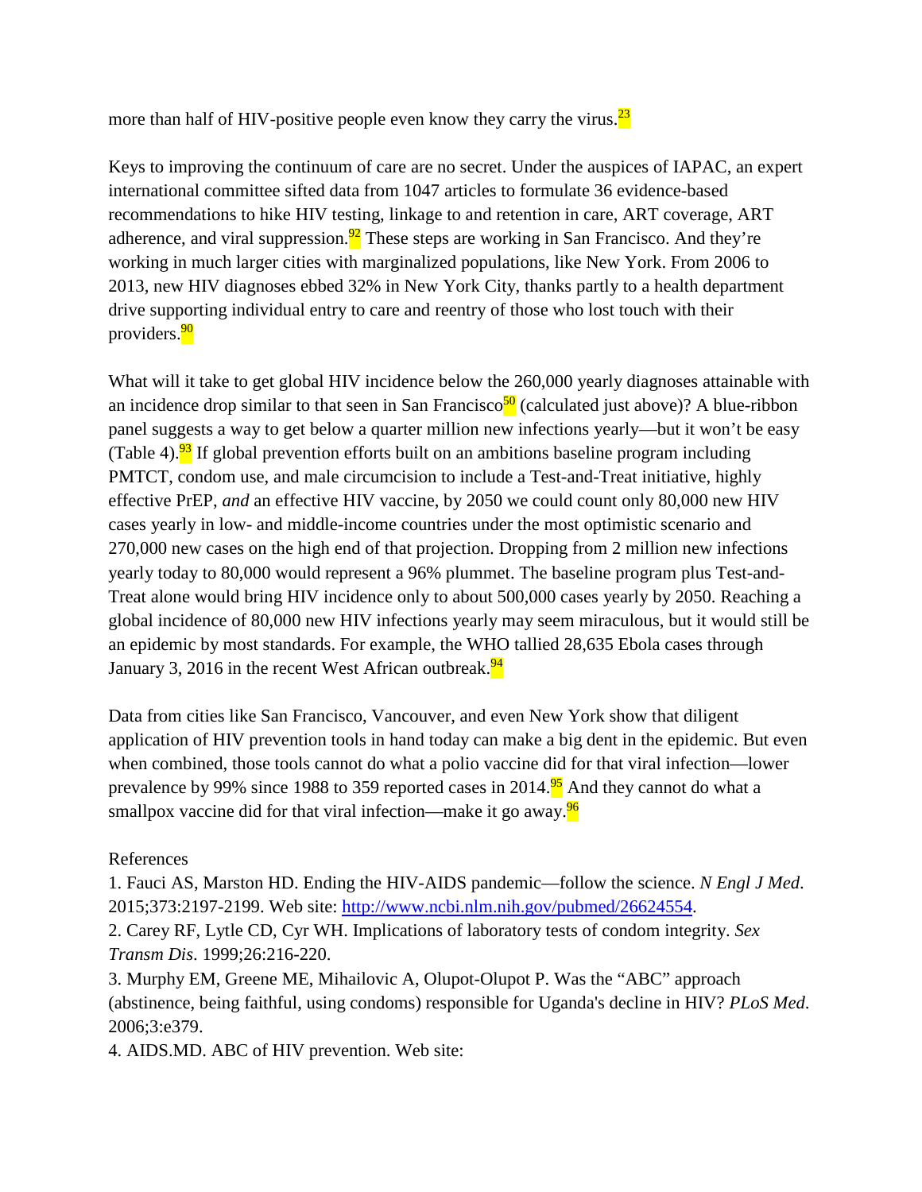more than half of HIV-positive people even know they carry the virus.[23]

Keys to improving the continuum of care are no secret. Under the auspices of IAPAC, an expert international committee sifted data from 1047 articles to formulate 36 evidence-based recommendations to hike HIV testing, linkage to and retention in care, ART coverage, ART adherence, and viral suppression.[92] These steps are working in San Francisco. And they're working in much larger cities with marginalized populations, like New York. From 2006 to 2013, new HIV diagnoses ebbed 32% in New York City, thanks partly to a health department drive supporting individual entry to care and reentry of those who lost touch with their providers.[90]

What will it take to get global HIV incidence below the 260,000 yearly diagnoses attainable with an incidence drop similar to that seen in San Francisco[50] (calculated just above)? A blue-ribbon panel suggests a way to get below a quarter million new infections yearly—but it won't be easy (Table 4).[93] If global prevention efforts built on an ambitions baseline program including PMTCT, condom use, and male circumcision to include a Test-and-Treat initiative, highly effective PrEP, *and* an effective HIV vaccine, by 2050 we could count only 80,000 new HIV cases yearly in low- and middle-income countries under the most optimistic scenario and 270,000 new cases on the high end of that projection. Dropping from 2 million new infections yearly today to 80,000 would represent a 96% plummet. The baseline program plus Test-and-Treat alone would bring HIV incidence only to about 500,000 cases yearly by 2050. Reaching a global incidence of 80,000 new HIV infections yearly may seem miraculous, but it would still be an epidemic by most standards. For example, the WHO tallied 28,635 Ebola cases through January 3, 2016 in the recent West African outbreak.[94]

Data from cities like San Francisco, Vancouver, and even New York show that diligent application of HIV prevention tools in hand today can make a big dent in the epidemic. But even when combined, those tools cannot do what a polio vaccine did for that viral infection—lower prevalence by 99% since 1988 to 359 reported cases in 2014.[95] And they cannot do what a smallpox vaccine did for that viral infection—make it go away.[96]

References

1. Fauci AS, Marston HD. Ending the HIV-AIDS pandemic—follow the science. *N Engl J Med.* 2015;373:2197-2199. Web site: http://www.ncbi.nlm.nih.gov/pubmed/26624554.
2. Carey RF, Lytle CD, Cyr WH. Implications of laboratory tests of condom integrity. *Sex Transm Dis*. 1999;26:216-220.
3. Murphy EM, Greene ME, Mihailovic A, Olupot-Olupot P. Was the "ABC" approach (abstinence, being faithful, using condoms) responsible for Uganda's decline in HIV? *PLoS Med*. 2006;3:e379.
4. AIDS.MD. ABC of HIV prevention. Web site: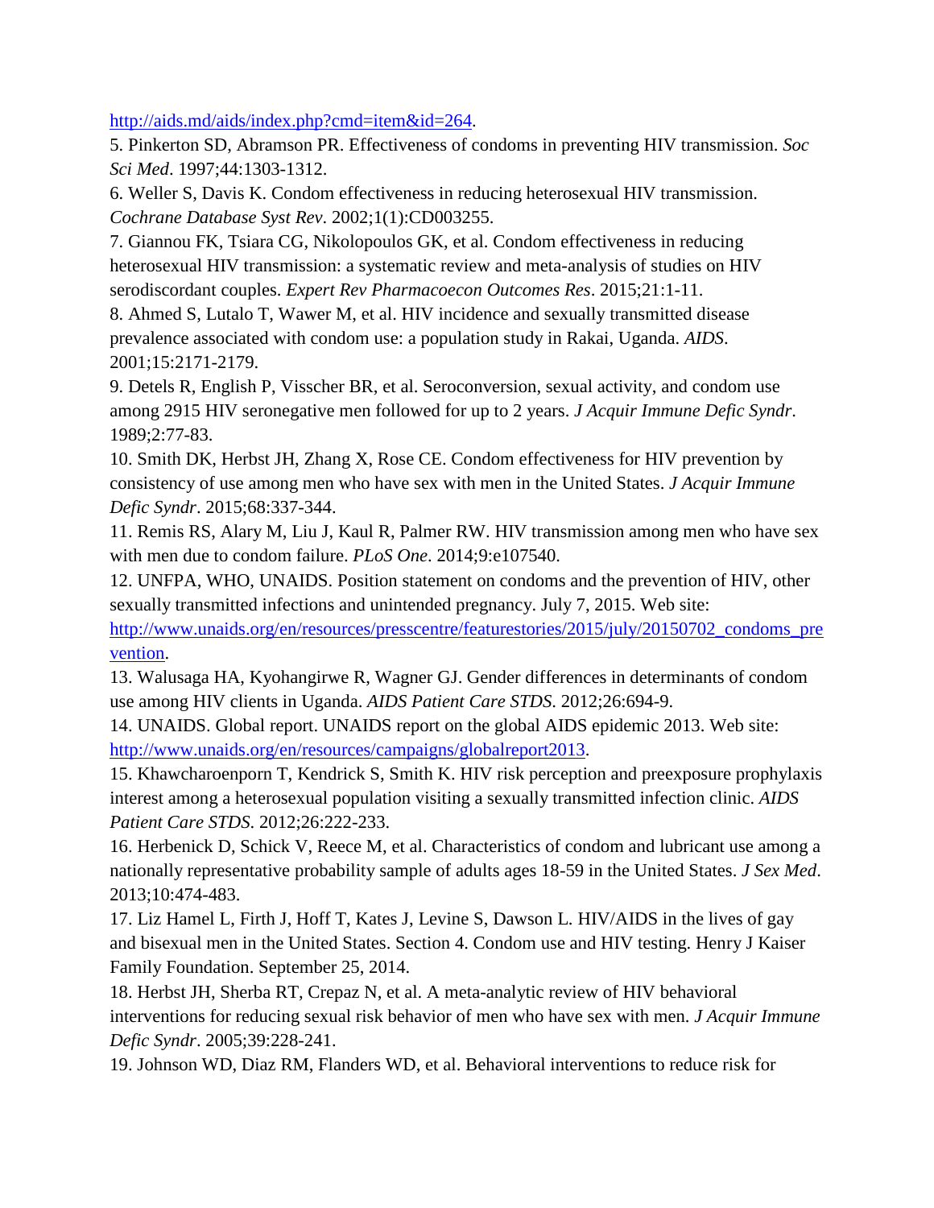http://aids.md/aids/index.php?cmd=item&id=264.

5. Pinkerton SD, Abramson PR. Effectiveness of condoms in preventing HIV transmission. *Soc Sci Med*. 1997;44:1303-1312.

6. Weller S, Davis K. Condom effectiveness in reducing heterosexual HIV transmission. *Cochrane Database Syst Rev*. 2002;1(1):CD003255.

7. Giannou FK, Tsiara CG, Nikolopoulos GK, et al. Condom effectiveness in reducing heterosexual HIV transmission: a systematic review and meta-analysis of studies on HIV serodiscordant couples. *Expert Rev Pharmacoecon Outcomes Res*. 2015;21:1-11.

8. Ahmed S, Lutalo T, Wawer M, et al. HIV incidence and sexually transmitted disease prevalence associated with condom use: a population study in Rakai, Uganda. *AIDS*. 2001;15:2171-2179.

9. Detels R, English P, Visscher BR, et al. Seroconversion, sexual activity, and condom use among 2915 HIV seronegative men followed for up to 2 years. *J Acquir Immune Defic Syndr*. 1989;2:77-83.

10. Smith DK, Herbst JH, Zhang X, Rose CE. Condom effectiveness for HIV prevention by consistency of use among men who have sex with men in the United States. *J Acquir Immune Defic Syndr*. 2015;68:337-344.

11. Remis RS, Alary M, Liu J, Kaul R, Palmer RW. HIV transmission among men who have sex with men due to condom failure. *PLoS One*. 2014;9:e107540.

12. UNFPA, WHO, UNAIDS. Position statement on condoms and the prevention of HIV, other sexually transmitted infections and unintended pregnancy. July 7, 2015. Web site: http://www.unaids.org/en/resources/presscentre/featurestories/2015/july/20150702_condoms_prevention.

13. Walusaga HA, Kyohangirwe R, Wagner GJ. Gender differences in determinants of condom use among HIV clients in Uganda. *AIDS Patient Care STDS*. 2012;26:694-9.

14. UNAIDS. Global report. UNAIDS report on the global AIDS epidemic 2013. Web site: http://www.unaids.org/en/resources/campaigns/globalreport2013.

15. Khawcharoenporn T, Kendrick S, Smith K. HIV risk perception and preexposure prophylaxis interest among a heterosexual population visiting a sexually transmitted infection clinic. *AIDS Patient Care STDS*. 2012;26:222-233.

16. Herbenick D, Schick V, Reece M, et al. Characteristics of condom and lubricant use among a nationally representative probability sample of adults ages 18-59 in the United States. *J Sex Med*. 2013;10:474-483.

17. Liz Hamel L, Firth J, Hoff T, Kates J, Levine S, Dawson L. HIV/AIDS in the lives of gay and bisexual men in the United States. Section 4. Condom use and HIV testing. Henry J Kaiser Family Foundation. September 25, 2014.

18. Herbst JH, Sherba RT, Crepaz N, et al. A meta-analytic review of HIV behavioral interventions for reducing sexual risk behavior of men who have sex with men. *J Acquir Immune Defic Syndr*. 2005;39:228-241.

19. Johnson WD, Diaz RM, Flanders WD, et al. Behavioral interventions to reduce risk for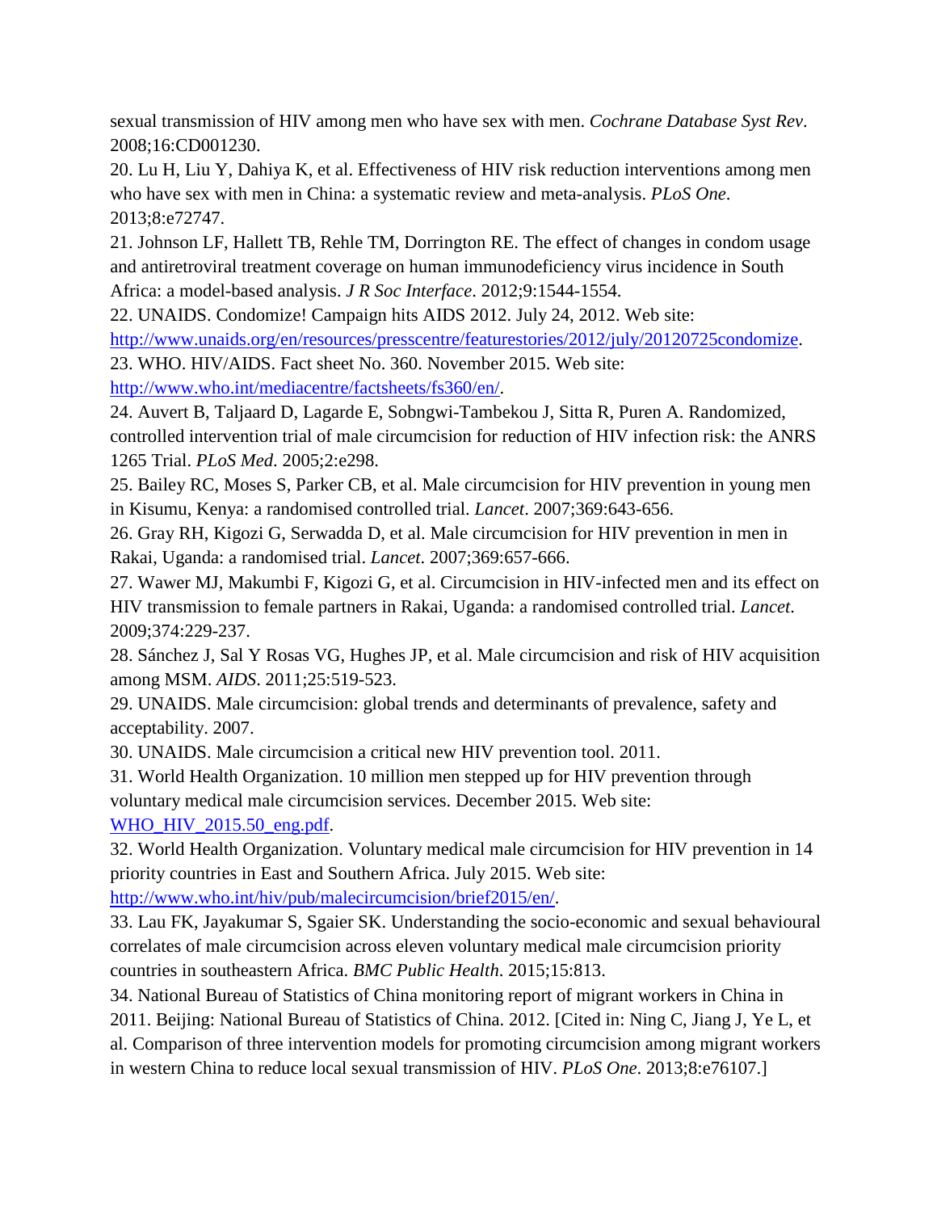sexual transmission of HIV among men who have sex with men. *Cochrane Database Syst Rev*. 2008;16:CD001230.

20. Lu H, Liu Y, Dahiya K, et al. Effectiveness of HIV risk reduction interventions among men who have sex with men in China: a systematic review and meta-analysis. *PLoS One*. 2013;8:e72747.

21. Johnson LF, Hallett TB, Rehle TM, Dorrington RE. The effect of changes in condom usage and antiretroviral treatment coverage on human immunodeficiency virus incidence in South Africa: a model-based analysis. *J R Soc Interface*. 2012;9:1544-1554.

22. UNAIDS. Condomize! Campaign hits AIDS 2012. July 24, 2012. Web site: http://www.unaids.org/en/resources/presscentre/featurestories/2012/july/20120725condomize.

23. WHO. HIV/AIDS. Fact sheet No. 360. November 2015. Web site: http://www.who.int/mediacentre/factsheets/fs360/en/.

24. Auvert B, Taljaard D, Lagarde E, Sobngwi-Tambekou J, Sitta R, Puren A. Randomized, controlled intervention trial of male circumcision for reduction of HIV infection risk: the ANRS 1265 Trial. *PLoS Med*. 2005;2:e298.

25. Bailey RC, Moses S, Parker CB, et al. Male circumcision for HIV prevention in young men in Kisumu, Kenya: a randomised controlled trial. *Lancet*. 2007;369:643-656.

26. Gray RH, Kigozi G, Serwadda D, et al. Male circumcision for HIV prevention in men in Rakai, Uganda: a randomised trial. *Lancet*. 2007;369:657-666.

27. Wawer MJ, Makumbi F, Kigozi G, et al. Circumcision in HIV-infected men and its effect on HIV transmission to female partners in Rakai, Uganda: a randomised controlled trial. *Lancet*. 2009;374:229-237.

28. Sánchez J, Sal Y Rosas VG, Hughes JP, et al. Male circumcision and risk of HIV acquisition among MSM. *AIDS*. 2011;25:519-523.

29. UNAIDS. Male circumcision: global trends and determinants of prevalence, safety and acceptability. 2007.

30. UNAIDS. Male circumcision a critical new HIV prevention tool. 2011.

31. World Health Organization. 10 million men stepped up for HIV prevention through voluntary medical male circumcision services. December 2015. Web site: WHO_HIV_2015.50_eng.pdf.

32. World Health Organization. Voluntary medical male circumcision for HIV prevention in 14 priority countries in East and Southern Africa. July 2015. Web site: http://www.who.int/hiv/pub/malecircumcision/brief2015/en/.

33. Lau FK, Jayakumar S, Sgaier SK. Understanding the socio-economic and sexual behavioural correlates of male circumcision across eleven voluntary medical male circumcision priority countries in southeastern Africa. *BMC Public Health*. 2015;15:813.

34. National Bureau of Statistics of China monitoring report of migrant workers in China in 2011. Beijing: National Bureau of Statistics of China. 2012. [Cited in: Ning C, Jiang J, Ye L, et al. Comparison of three intervention models for promoting circumcision among migrant workers in western China to reduce local sexual transmission of HIV. *PLoS One*. 2013;8:e76107.]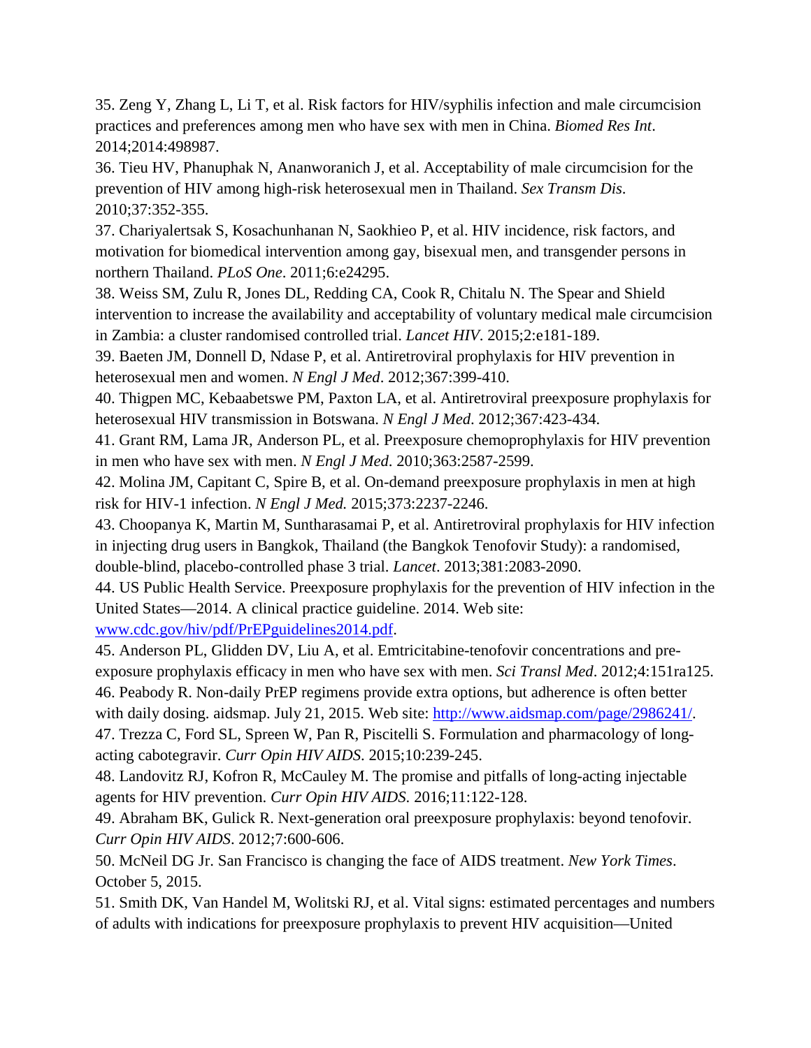35. Zeng Y, Zhang L, Li T, et al. Risk factors for HIV/syphilis infection and male circumcision practices and preferences among men who have sex with men in China. *Biomed Res Int*. 2014;2014:498987.

36. Tieu HV, Phanuphak N, Ananworanich J, et al. Acceptability of male circumcision for the prevention of HIV among high-risk heterosexual men in Thailand. *Sex Transm Dis*. 2010;37:352-355.

37. Chariyalertsak S, Kosachunhanan N, Saokhieo P, et al. HIV incidence, risk factors, and motivation for biomedical intervention among gay, bisexual men, and transgender persons in northern Thailand. *PLoS One*. 2011;6:e24295.

38. Weiss SM, Zulu R, Jones DL, Redding CA, Cook R, Chitalu N. The Spear and Shield intervention to increase the availability and acceptability of voluntary medical male circumcision in Zambia: a cluster randomised controlled trial. *Lancet HIV*. 2015;2:e181-189.

39. Baeten JM, Donnell D, Ndase P, et al. Antiretroviral prophylaxis for HIV prevention in heterosexual men and women. *N Engl J Med*. 2012;367:399-410.

40. Thigpen MC, Kebaabetswe PM, Paxton LA, et al. Antiretroviral preexposure prophylaxis for heterosexual HIV transmission in Botswana. *N Engl J Med*. 2012;367:423-434.

41. Grant RM, Lama JR, Anderson PL, et al. Preexposure chemoprophylaxis for HIV prevention in men who have sex with men. *N Engl J Med*. 2010;363:2587-2599.

42. Molina JM, Capitant C, Spire B, et al. On-demand preexposure prophylaxis in men at high risk for HIV-1 infection. *N Engl J Med.* 2015;373:2237-2246.

43. Choopanya K, Martin M, Suntharasamai P, et al. Antiretroviral prophylaxis for HIV infection in injecting drug users in Bangkok, Thailand (the Bangkok Tenofovir Study): a randomised, double-blind, placebo-controlled phase 3 trial. *Lancet*. 2013;381:2083-2090.

44. US Public Health Service. Preexposure prophylaxis for the prevention of HIV infection in the United States—2014. A clinical practice guideline. 2014. Web site: [www.cdc.gov/hiv/pdf/PrEPguidelines2014.pdf](www.cdc.gov/hiv/pdf/PrEPguidelines2014.pdf).

45. Anderson PL, Glidden DV, Liu A, et al. Emtricitabine-tenofovir concentrations and pre-exposure prophylaxis efficacy in men who have sex with men. *Sci Transl Med*. 2012;4:151ra125.

46. Peabody R. Non-daily PrEP regimens provide extra options, but adherence is often better with daily dosing. aidsmap. July 21, 2015. Web site: [http://www.aidsmap.com/page/2986241/](http://www.aidsmap.com/page/2986241/).

47. Trezza C, Ford SL, Spreen W, Pan R, Piscitelli S. Formulation and pharmacology of long-acting cabotegravir. *Curr Opin HIV AIDS.* 2015;10:239-245.

48. Landovitz RJ, Kofron R, McCauley M. The promise and pitfalls of long-acting injectable agents for HIV prevention. *Curr Opin HIV AIDS.* 2016;11:122-128.

49. Abraham BK, Gulick R. Next-generation oral preexposure prophylaxis: beyond tenofovir. *Curr Opin HIV AIDS*. 2012;7:600-606.

50. McNeil DG Jr. San Francisco is changing the face of AIDS treatment. *New York Times*. October 5, 2015.

51. Smith DK, Van Handel M, Wolitski RJ, et al. Vital signs: estimated percentages and numbers of adults with indications for preexposure prophylaxis to prevent HIV acquisition—United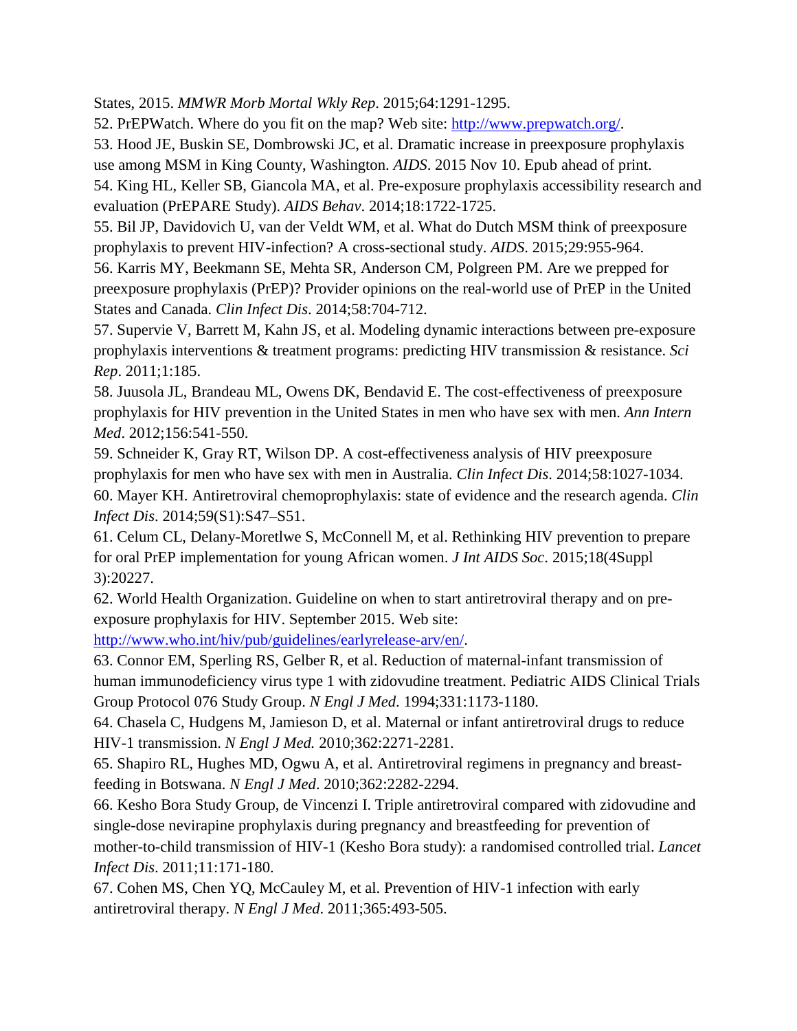States, 2015. *MMWR Morb Mortal Wkly Rep*. 2015;64:1291-1295.

52. PrEPWatch. Where do you fit on the map? Web site: [http://www.prepwatch.org/](http://www.prepwatch.org/).

53. Hood JE, Buskin SE, Dombrowski JC, et al. Dramatic increase in preexposure prophylaxis use among MSM in King County, Washington. *AIDS*. 2015 Nov 10. Epub ahead of print.

54. King HL, Keller SB, Giancola MA, et al. Pre-exposure prophylaxis accessibility research and evaluation (PrEPARE Study). *AIDS Behav*. 2014;18:1722-1725.

55. Bil JP, Davidovich U, van der Veldt WM, et al. What do Dutch MSM think of preexposure prophylaxis to prevent HIV-infection? A cross-sectional study. *AIDS*. 2015;29:955-964.

56. Karris MY, Beekmann SE, Mehta SR, Anderson CM, Polgreen PM. Are we prepped for preexposure prophylaxis (PrEP)? Provider opinions on the real-world use of PrEP in the United States and Canada. *Clin Infect Dis*. 2014;58:704-712.

57. Supervie V, Barrett M, Kahn JS, et al. Modeling dynamic interactions between pre-exposure prophylaxis interventions & treatment programs: predicting HIV transmission & resistance. *Sci Rep*. 2011;1:185.

58. Juusola JL, Brandeau ML, Owens DK, Bendavid E. The cost-effectiveness of preexposure prophylaxis for HIV prevention in the United States in men who have sex with men. *Ann Intern Med*. 2012;156:541-550.

59. Schneider K, Gray RT, Wilson DP. A cost-effectiveness analysis of HIV preexposure prophylaxis for men who have sex with men in Australia. *Clin Infect Dis*. 2014;58:1027-1034.

60. Mayer KH. Antiretroviral chemoprophylaxis: state of evidence and the research agenda. *Clin Infect Dis*. 2014;59(S1):S47–S51.

61. Celum CL, Delany-Moretlwe S, McConnell M, et al. Rethinking HIV prevention to prepare for oral PrEP implementation for young African women. *J Int AIDS Soc*. 2015;18(4Suppl 3):20227.

62. World Health Organization. Guideline on when to start antiretroviral therapy and on pre-exposure prophylaxis for HIV. September 2015. Web site: [http://www.who.int/hiv/pub/guidelines/earlyrelease-arv/en/](http://www.who.int/hiv/pub/guidelines/earlyrelease-arv/en/).

63. Connor EM, Sperling RS, Gelber R, et al. Reduction of maternal-infant transmission of human immunodeficiency virus type 1 with zidovudine treatment. Pediatric AIDS Clinical Trials Group Protocol 076 Study Group. *N Engl J Med.* 1994;331:1173-1180.

64. Chasela C, Hudgens M, Jamieson D, et al. Maternal or infant antiretroviral drugs to reduce HIV-1 transmission. *N Engl J Med.* 2010;362:2271-2281.

65. Shapiro RL, Hughes MD, Ogwu A, et al. Antiretroviral regimens in pregnancy and breast-feeding in Botswana. *N Engl J Med*. 2010;362:2282-2294.

66. Kesho Bora Study Group, de Vincenzi I. Triple antiretroviral compared with zidovudine and single-dose nevirapine prophylaxis during pregnancy and breastfeeding for prevention of mother-to-child transmission of HIV-1 (Kesho Bora study): a randomised controlled trial. *Lancet Infect Dis*. 2011;11:171-180.

67. Cohen MS, Chen YQ, McCauley M, et al. Prevention of HIV-1 infection with early antiretroviral therapy. *N Engl J Med*. 2011;365:493-505.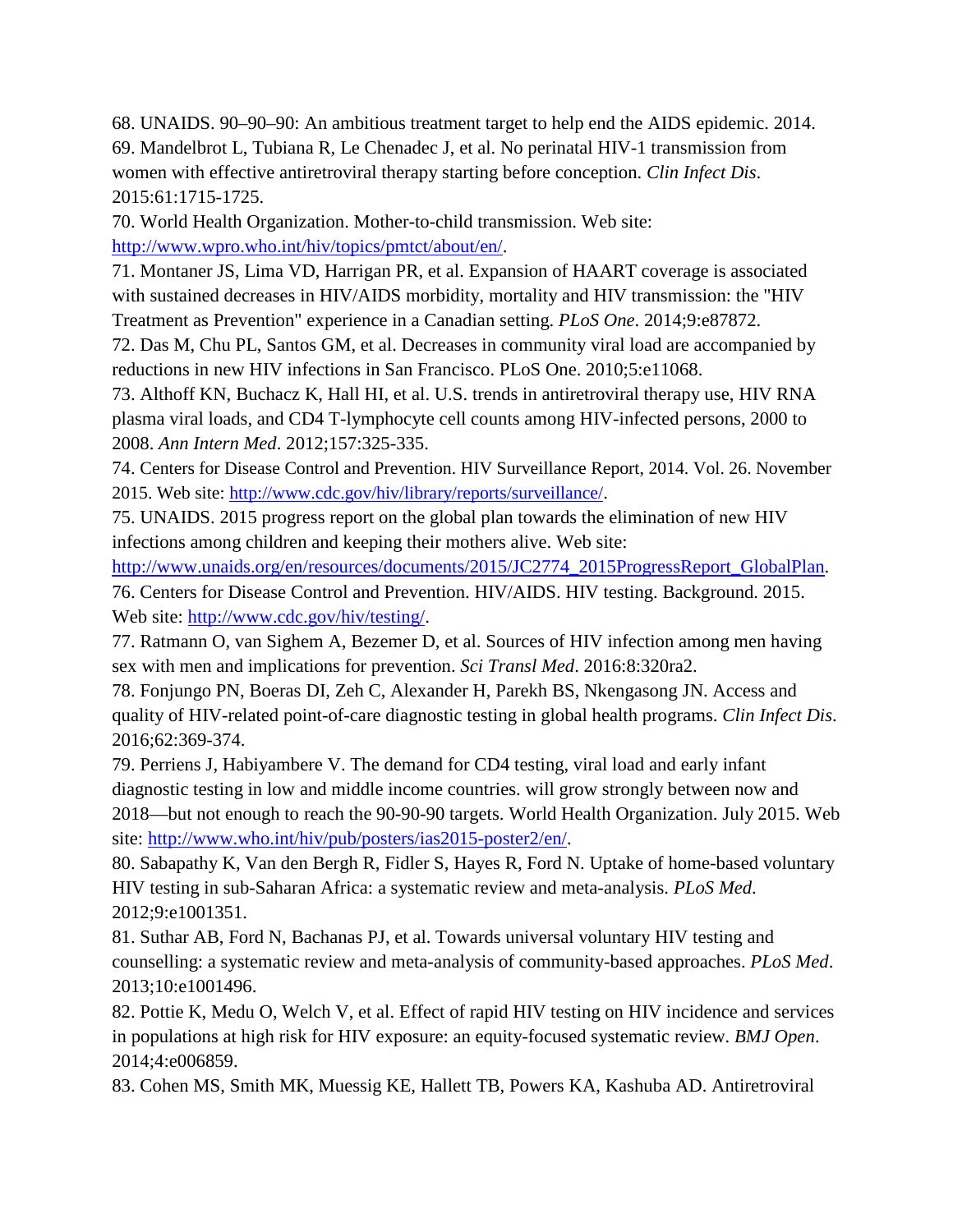68. UNAIDS. 90–90–90: An ambitious treatment target to help end the AIDS epidemic. 2014.

69. Mandelbrot L, Tubiana R, Le Chenadec J, et al. No perinatal HIV-1 transmission from women with effective antiretroviral therapy starting before conception. *Clin Infect Dis*. 2015:61:1715-1725.

70. World Health Organization. Mother-to-child transmission. Web site: http://www.wpro.who.int/hiv/topics/pmtct/about/en/.

71. Montaner JS, Lima VD, Harrigan PR, et al. Expansion of HAART coverage is associated with sustained decreases in HIV/AIDS morbidity, mortality and HIV transmission: the "HIV Treatment as Prevention" experience in a Canadian setting. *PLoS One*. 2014;9:e87872.

72. Das M, Chu PL, Santos GM, et al. Decreases in community viral load are accompanied by reductions in new HIV infections in San Francisco. PLoS One. 2010;5:e11068.

73. Althoff KN, Buchacz K, Hall HI, et al. U.S. trends in antiretroviral therapy use, HIV RNA plasma viral loads, and CD4 T-lymphocyte cell counts among HIV-infected persons, 2000 to 2008. *Ann Intern Med*. 2012;157:325-335.

74. Centers for Disease Control and Prevention. HIV Surveillance Report, 2014. Vol. 26. November 2015. Web site: http://www.cdc.gov/hiv/library/reports/surveillance/.

75. UNAIDS. 2015 progress report on the global plan towards the elimination of new HIV infections among children and keeping their mothers alive. Web site: http://www.unaids.org/en/resources/documents/2015/JC2774_2015ProgressReport_GlobalPlan.

76. Centers for Disease Control and Prevention. HIV/AIDS. HIV testing. Background. 2015. Web site: http://www.cdc.gov/hiv/testing/.

77. Ratmann O, van Sighem A, Bezemer D, et al. Sources of HIV infection among men having sex with men and implications for prevention. *Sci Transl Med*. 2016:8:320ra2.

78. Fonjungo PN, Boeras DI, Zeh C, Alexander H, Parekh BS, Nkengasong JN. Access and quality of HIV-related point-of-care diagnostic testing in global health programs. *Clin Infect Dis*. 2016;62:369-374.

79. Perriens J, Habiyambere V. The demand for CD4 testing, viral load and early infant diagnostic testing in low and middle income countries. will grow strongly between now and 2018—but not enough to reach the 90-90-90 targets. World Health Organization. July 2015. Web site: http://www.who.int/hiv/pub/posters/ias2015-poster2/en/.

80. Sabapathy K, Van den Bergh R, Fidler S, Hayes R, Ford N. Uptake of home-based voluntary HIV testing in sub-Saharan Africa: a systematic review and meta-analysis. *PLoS Med*. 2012;9:e1001351.

81. Suthar AB, Ford N, Bachanas PJ, et al. Towards universal voluntary HIV testing and counselling: a systematic review and meta-analysis of community-based approaches. *PLoS Med*. 2013;10:e1001496.

82. Pottie K, Medu O, Welch V, et al. Effect of rapid HIV testing on HIV incidence and services in populations at high risk for HIV exposure: an equity-focused systematic review. *BMJ Open*. 2014;4:e006859.

83. Cohen MS, Smith MK, Muessig KE, Hallett TB, Powers KA, Kashuba AD. Antiretroviral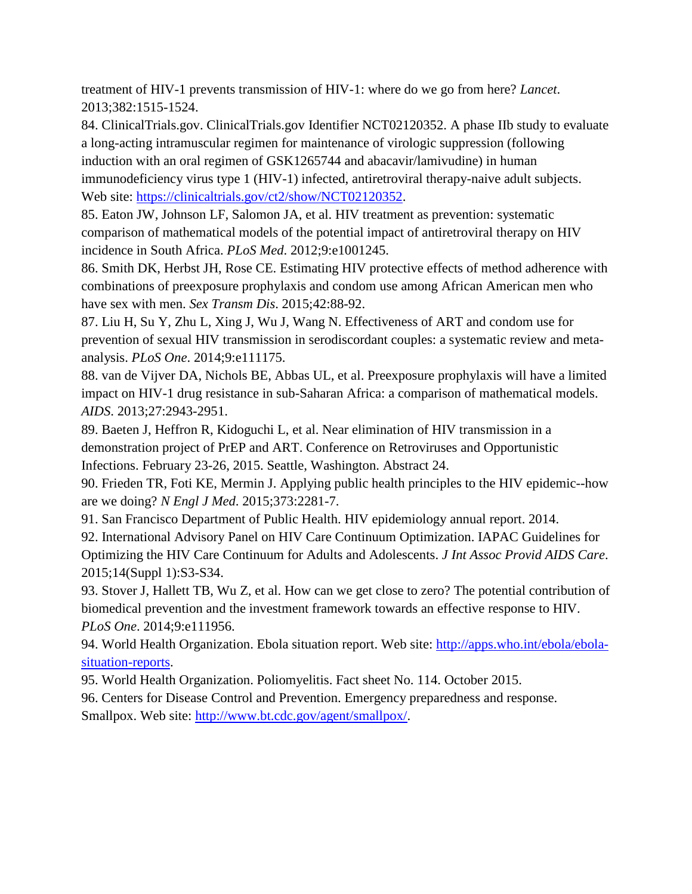treatment of HIV-1 prevents transmission of HIV-1: where do we go from here? *Lancet*. 2013;382:1515-1524.

84. ClinicalTrials.gov. ClinicalTrials.gov Identifier NCT02120352. A phase IIb study to evaluate a long-acting intramuscular regimen for maintenance of virologic suppression (following induction with an oral regimen of GSK1265744 and abacavir/lamivudine) in human immunodeficiency virus type 1 (HIV-1) infected, antiretroviral therapy-naive adult subjects. Web site: [https://clinicaltrials.gov/ct2/show/NCT02120352](https://clinicaltrials.gov/ct2/show/NCT02120352).

85. Eaton JW, Johnson LF, Salomon JA, et al. HIV treatment as prevention: systematic comparison of mathematical models of the potential impact of antiretroviral therapy on HIV incidence in South Africa. *PLoS Med*. 2012;9:e1001245.

86. Smith DK, Herbst JH, Rose CE. Estimating HIV protective effects of method adherence with combinations of preexposure prophylaxis and condom use among African American men who have sex with men. *Sex Transm Dis*. 2015;42:88-92.

87. Liu H, Su Y, Zhu L, Xing J, Wu J, Wang N. Effectiveness of ART and condom use for prevention of sexual HIV transmission in serodiscordant couples: a systematic review and meta-analysis. *PLoS One*. 2014;9:e111175.

88. van de Vijver DA, Nichols BE, Abbas UL, et al. Preexposure prophylaxis will have a limited impact on HIV-1 drug resistance in sub-Saharan Africa: a comparison of mathematical models. *AIDS*. 2013;27:2943-2951.

89. Baeten J, Heffron R, Kidoguchi L, et al. Near elimination of HIV transmission in a demonstration project of PrEP and ART. Conference on Retroviruses and Opportunistic Infections. February 23-26, 2015. Seattle, Washington. Abstract 24.

90. Frieden TR, Foti KE, Mermin J. Applying public health principles to the HIV epidemic--how are we doing? *N Engl J Med*. 2015;373:2281-7.

91. San Francisco Department of Public Health. HIV epidemiology annual report. 2014.

92. International Advisory Panel on HIV Care Continuum Optimization. IAPAC Guidelines for Optimizing the HIV Care Continuum for Adults and Adolescents. *J Int Assoc Provid AIDS Care*. 2015;14(Suppl 1):S3-S34.

93. Stover J, Hallett TB, Wu Z, et al. How can we get close to zero? The potential contribution of biomedical prevention and the investment framework towards an effective response to HIV. *PLoS One*. 2014;9:e111956.

94. World Health Organization. Ebola situation report. Web site: [http://apps.who.int/ebola/ebola-situation-reports](http://apps.who.int/ebola/ebola-situation-reports).

95. World Health Organization. Poliomyelitis. Fact sheet No. 114. October 2015.

96. Centers for Disease Control and Prevention. Emergency preparedness and response. Smallpox. Web site: [http://www.bt.cdc.gov/agent/smallpox/](http://www.bt.cdc.gov/agent/smallpox/).